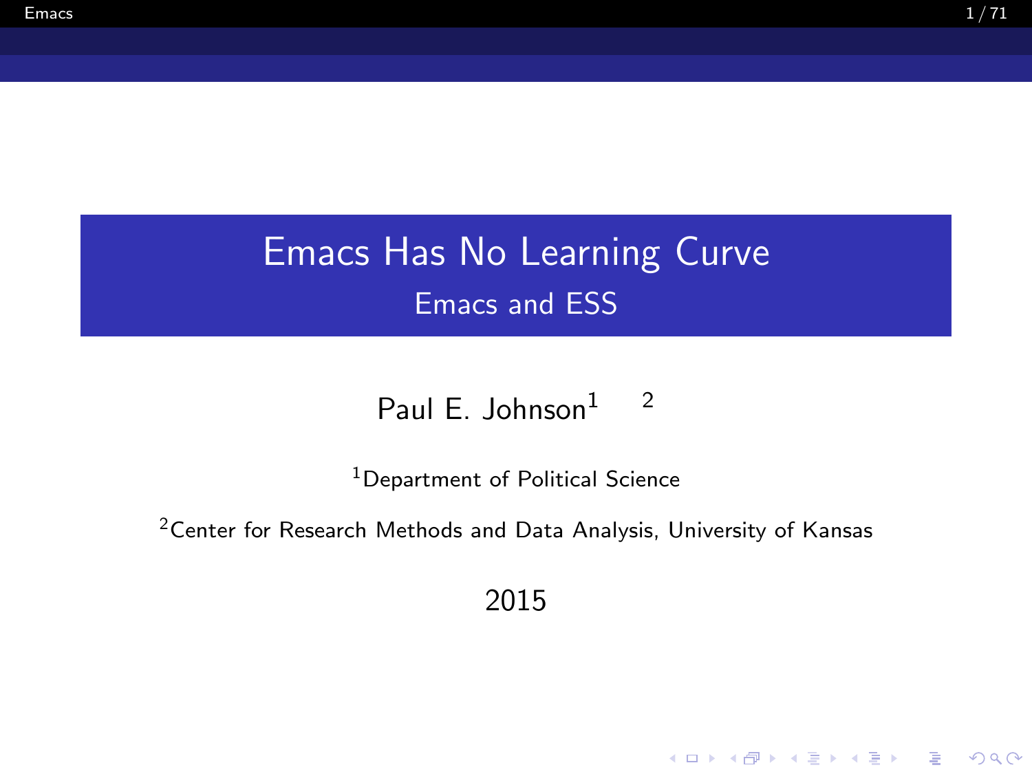# Emacs Has No Learning Curve

## Emacs and ESS

Paul E. Johnson[1] [2]

[1]Department of Political Science

[2]Center for Research Methods and Data Analysis, University of Kansas

2015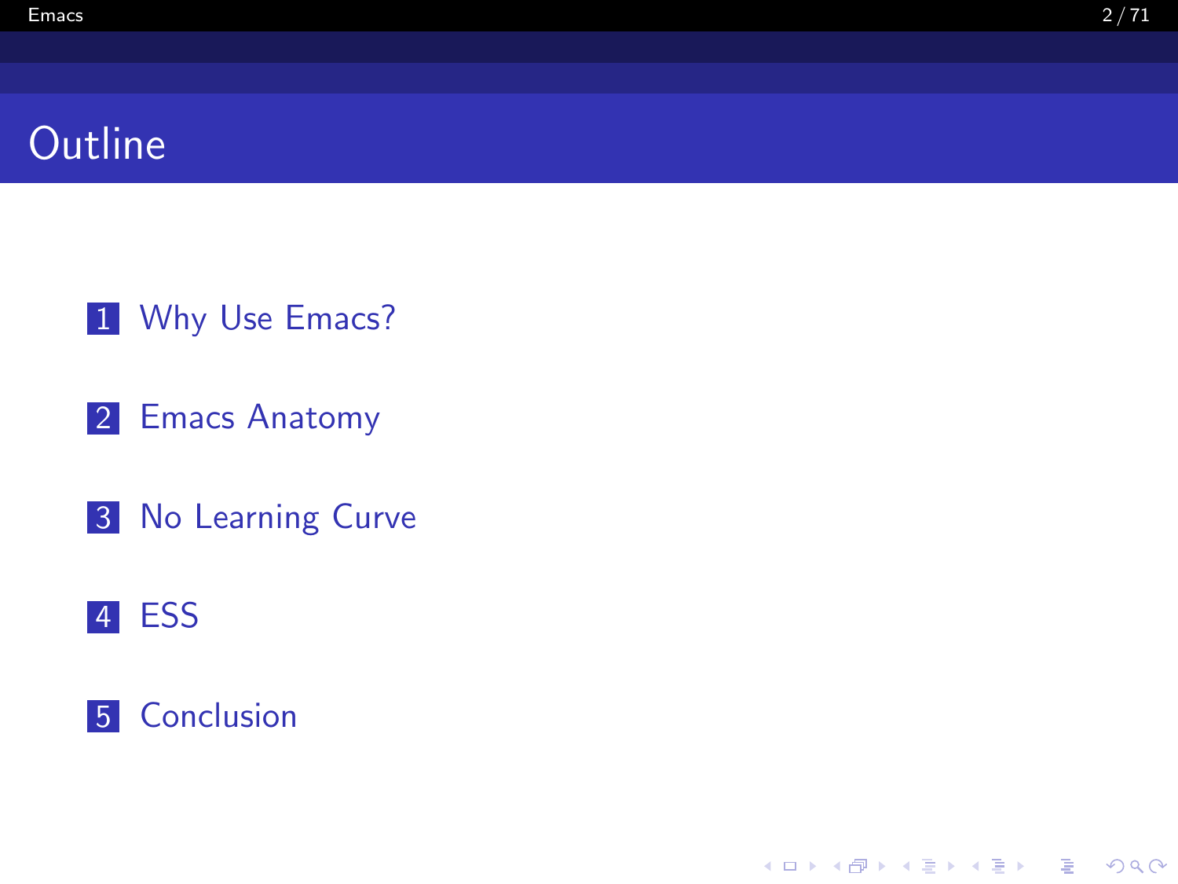# Outline

1. Why Use Emacs?
2. Emacs Anatomy
3. No Learning Curve
4. ESS
5. Conclusion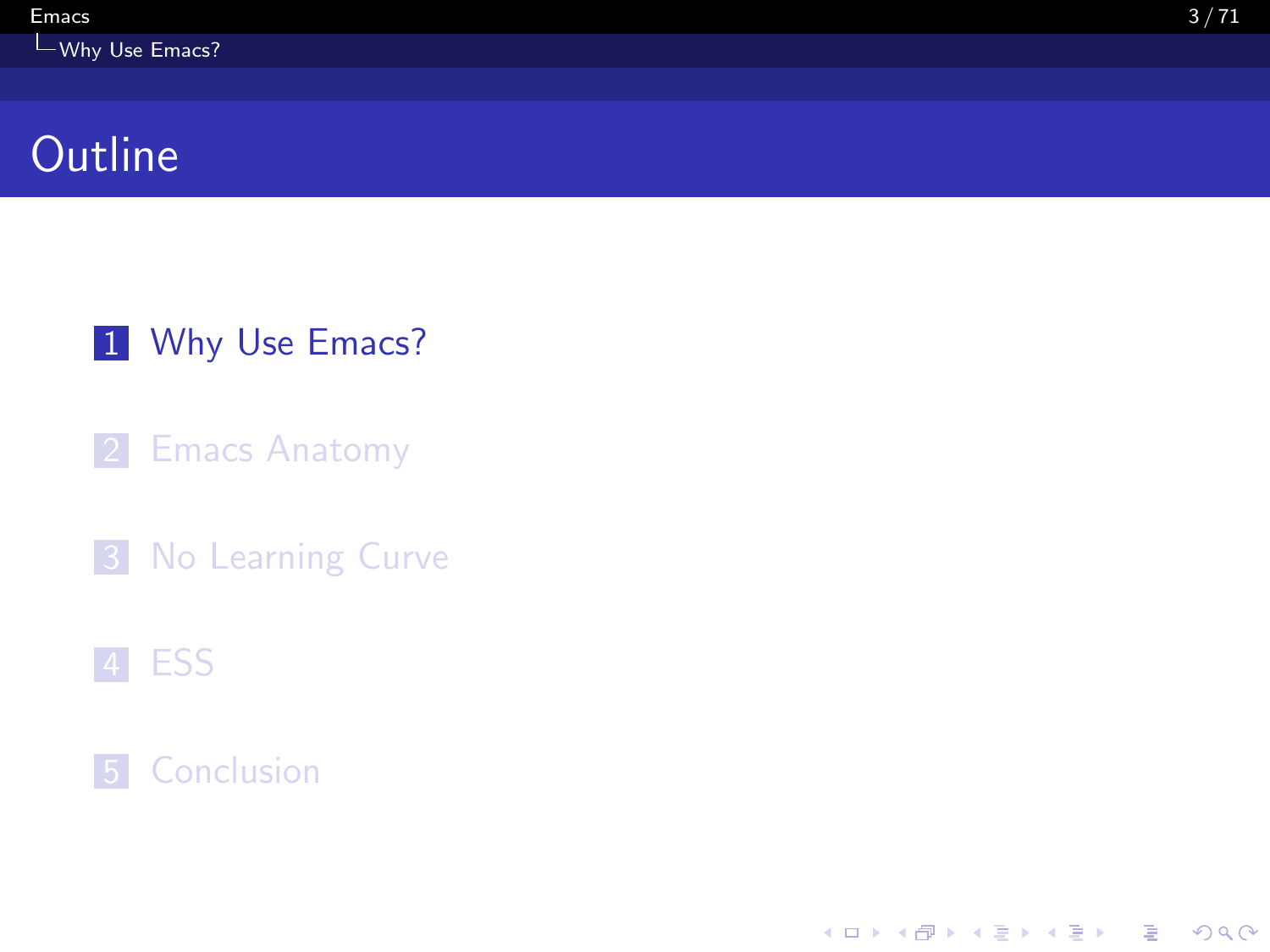# Outline

1. Why Use Emacs?
2. Emacs Anatomy
3. No Learning Curve
4. ESS
5. Conclusion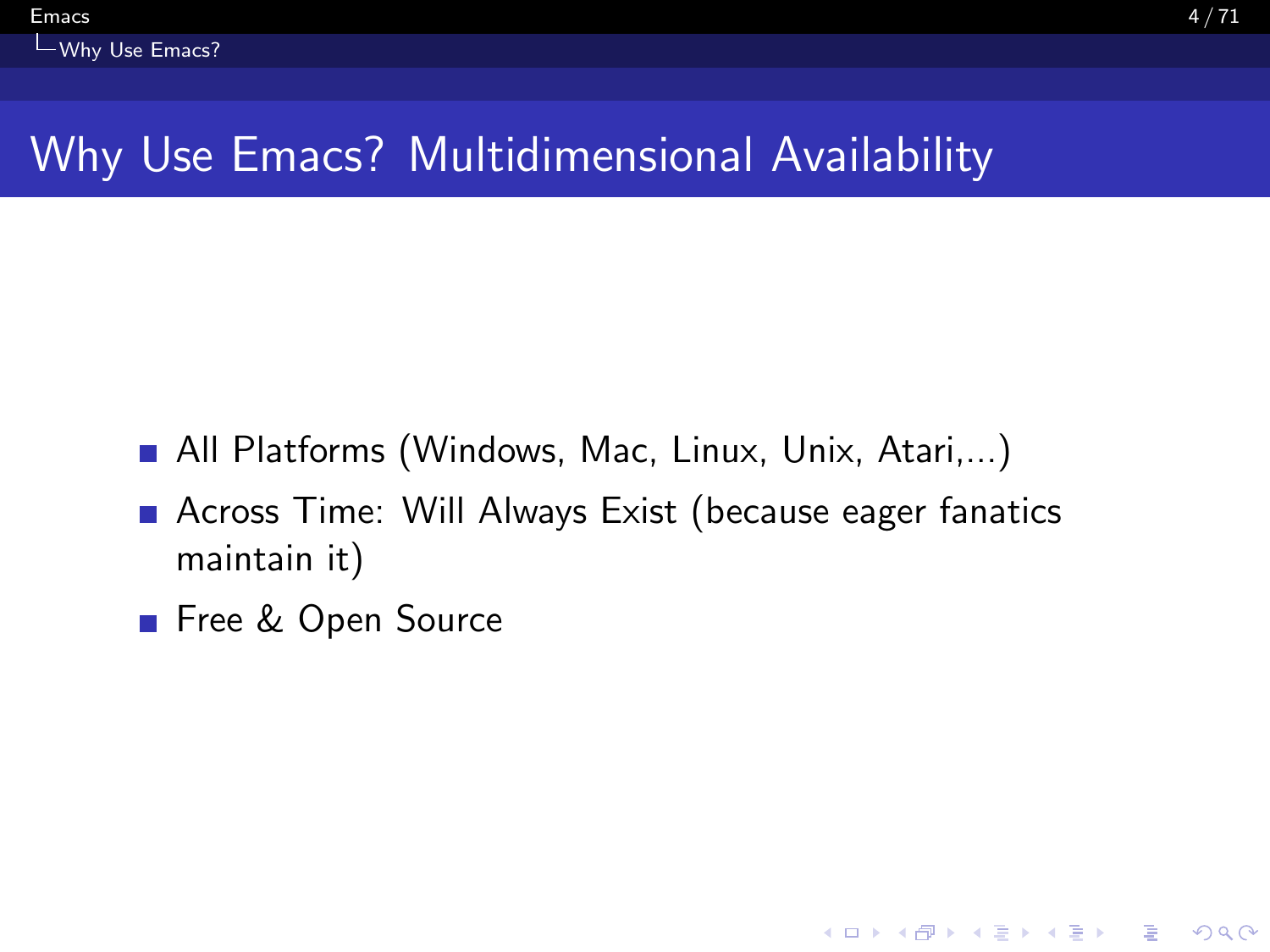# Why Use Emacs? Multidimensional Availability

- All Platforms (Windows, Mac, Linux, Unix, Atari,...)
- Across Time: Will Always Exist (because eager fanatics maintain it)
- Free & Open Source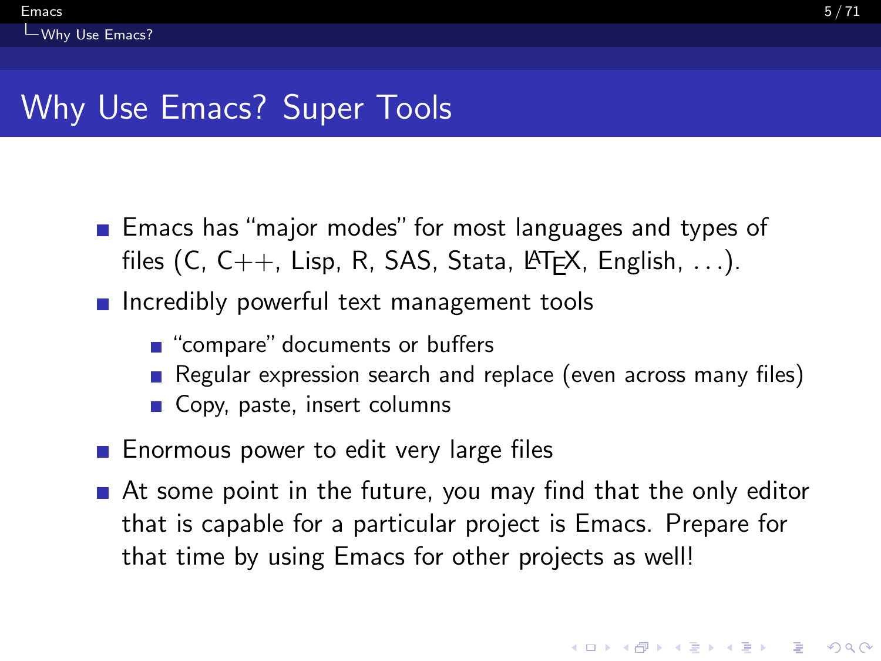# Why Use Emacs? Super Tools

- Emacs has "major modes" for most languages and types of files (C, C++, Lisp, R, SAS, Stata, LaTeX, English, ...).
- Incredibly powerful text management tools
  - "compare" documents or buffers
  - Regular expression search and replace (even across many files)
  - Copy, paste, insert columns
- Enormous power to edit very large files
- At some point in the future, you may find that the only editor that is capable for a particular project is Emacs. Prepare for that time by using Emacs for other projects as well!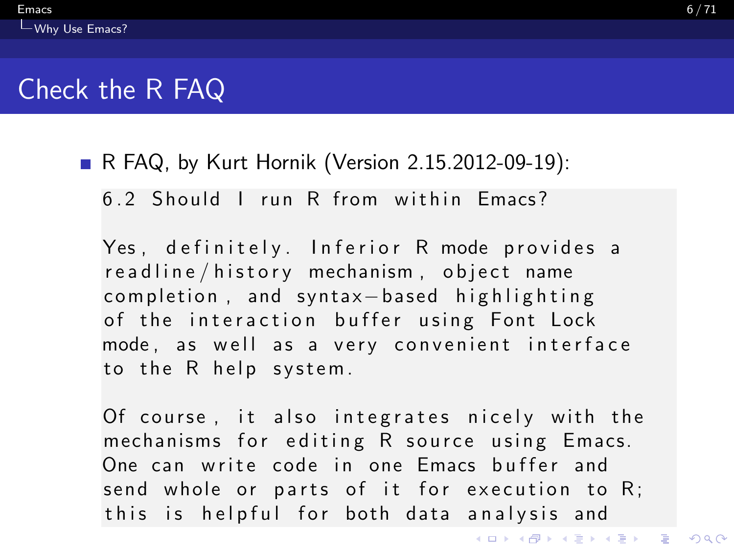# Check the R FAQ

- R FAQ, by Kurt Hornik (Version 2.15.2012-09-19):

```
6.2 Should I run R from within Emacs?

Yes, definitely. Inferior R mode provides a
readline/history mechanism, object name
completion, and syntax-based highlighting
of the interaction buffer using Font Lock
mode, as well as a very convenient interface
to the R help system.

Of course, it also integrates nicely with the
mechanisms for editing R source using Emacs.
One can write code in one Emacs buffer and
send whole or parts of it for execution to R;
this is helpful for both data analysis and
```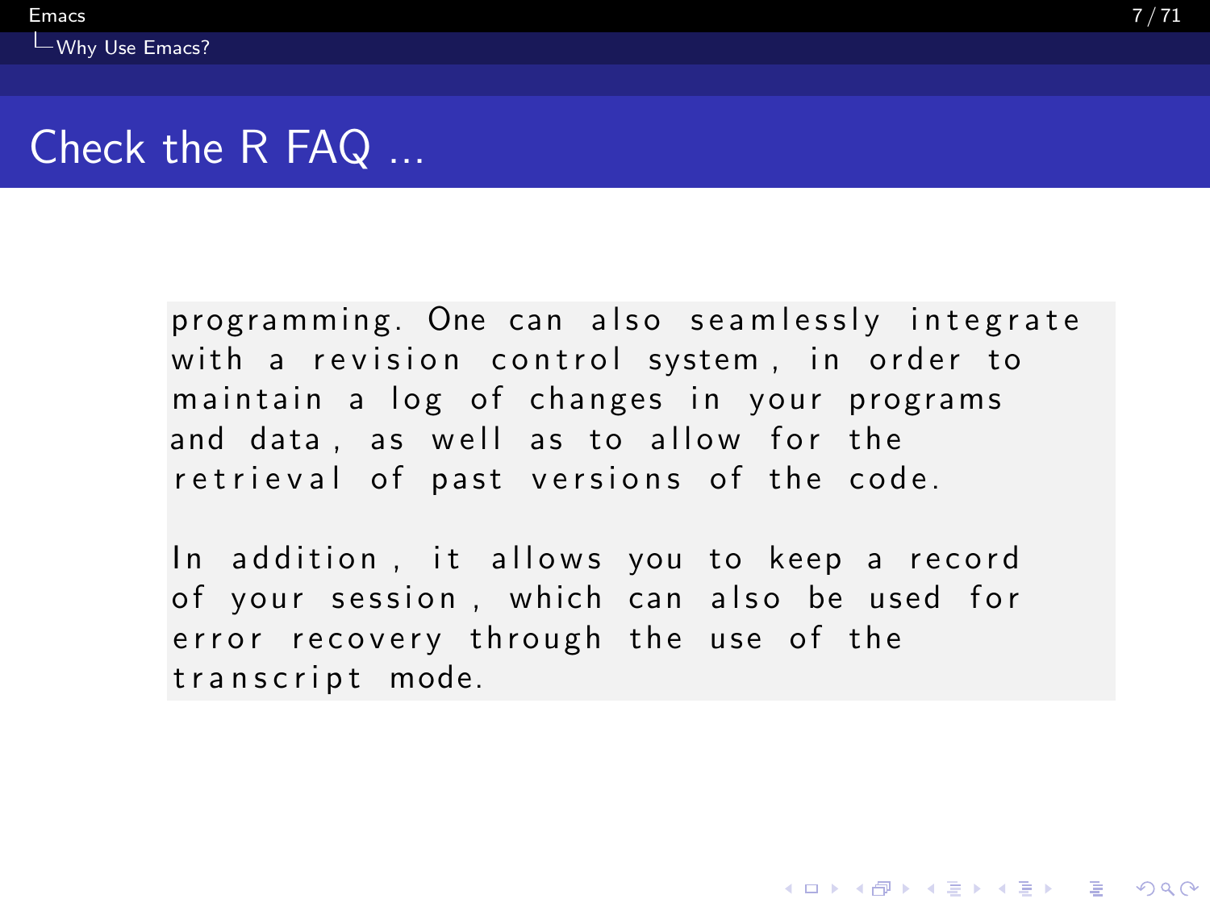## Check the R FAQ ...

```
programming. One can also seamlessly integrate
with a revision control system, in order to
maintain a log of changes in your programs
and data, as well as to allow for the
retrieval of past versions of the code.

In addition, it allows you to keep a record
of your session, which can also be used for
error recovery through the use of the
transcript mode.
```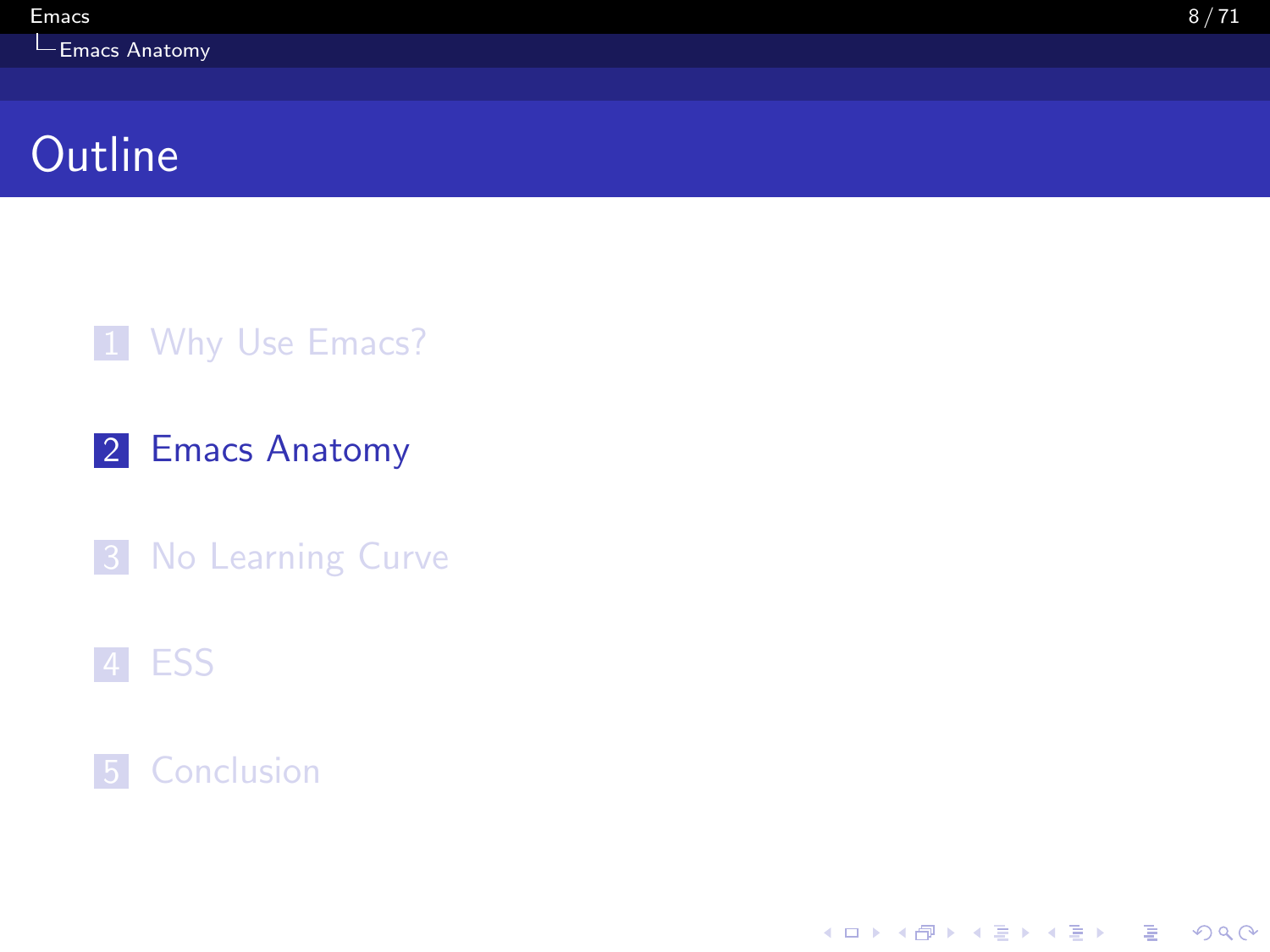# Outline

1. Why Use Emacs?
2. Emacs Anatomy
3. No Learning Curve
4. ESS
5. Conclusion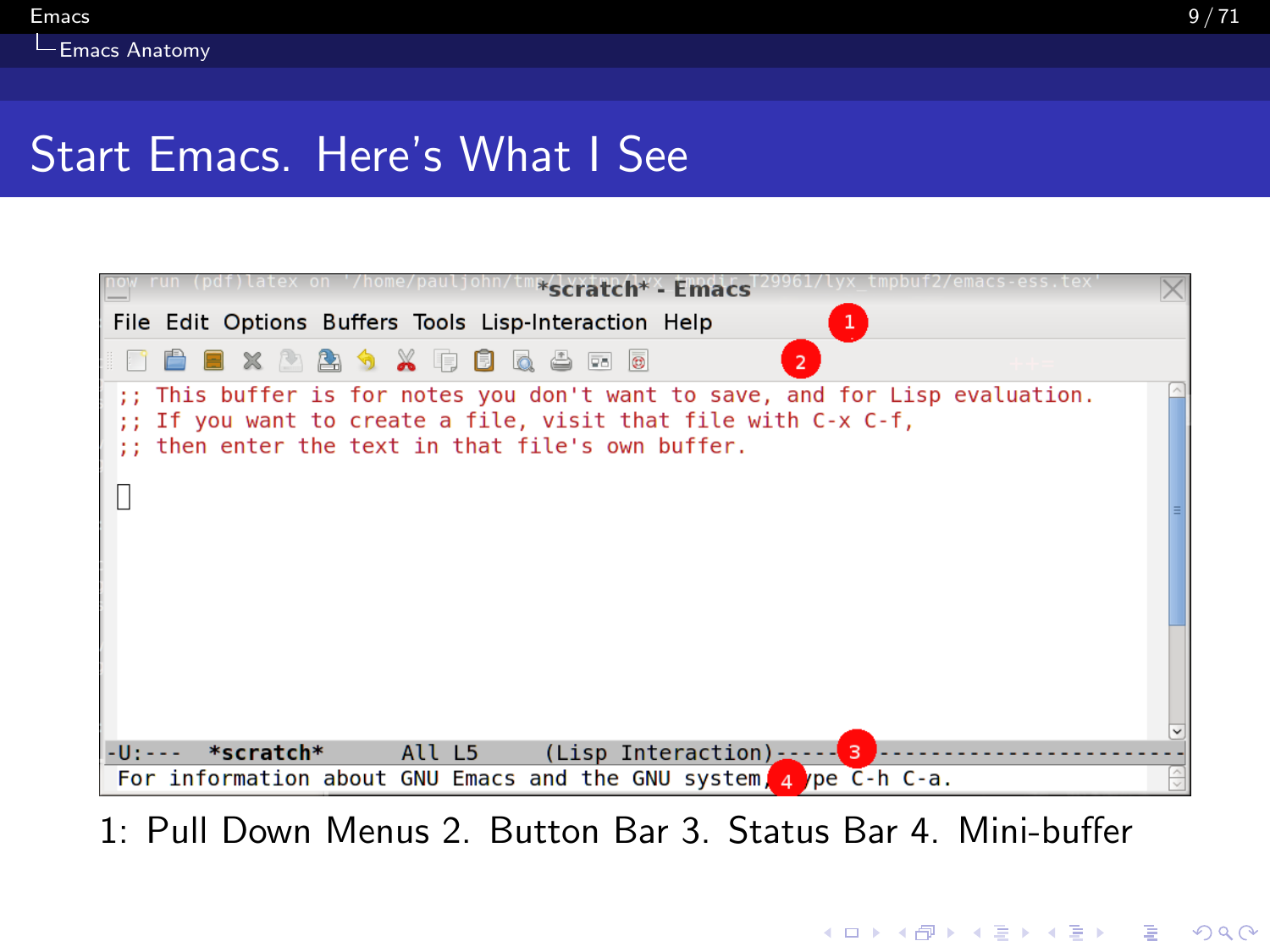# Start Emacs. Here's What I See

1: Pull Down Menus 2. Button Bar 3. Status Bar 4. Mini-buffer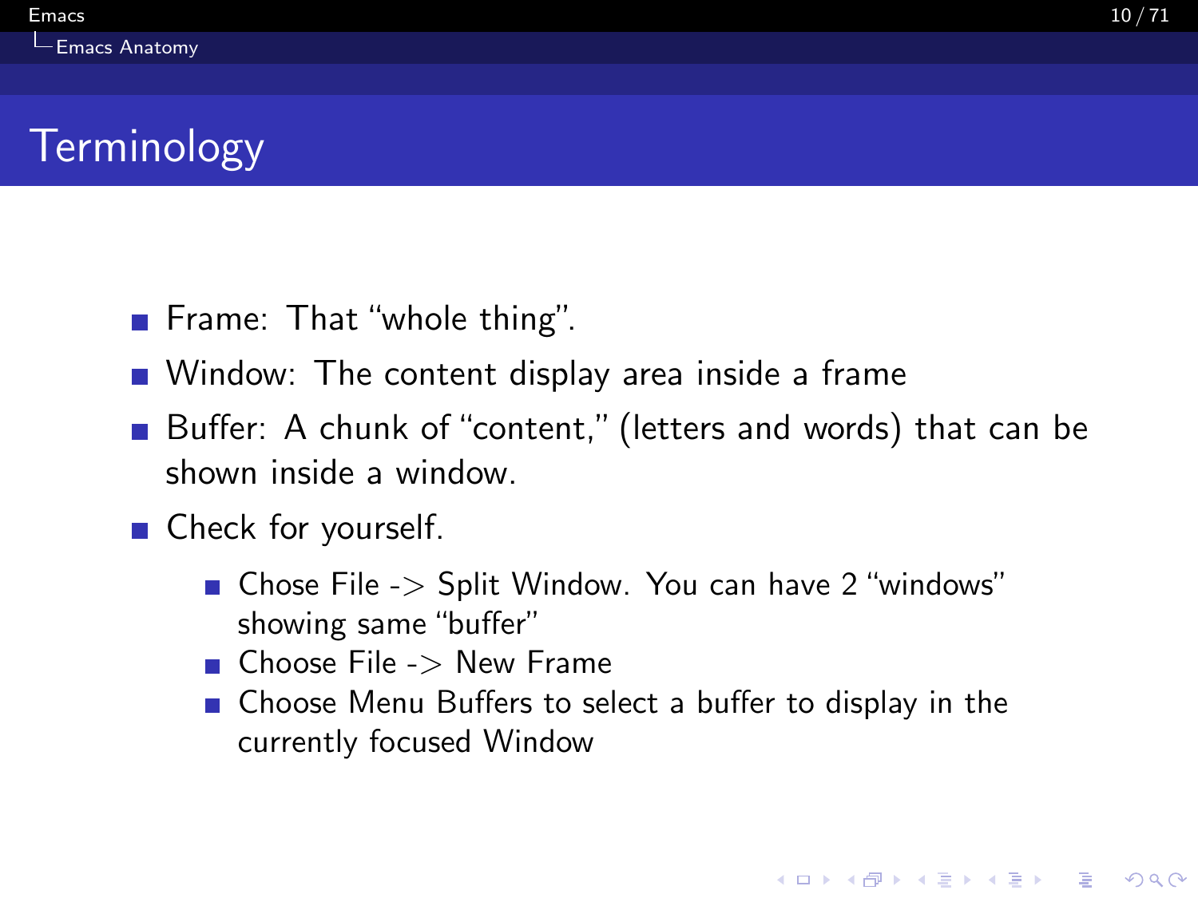# Terminology

- Frame: That “whole thing”.
- Window: The content display area inside a frame
- Buffer: A chunk of “content,” (letters and words) that can be shown inside a window.
- Check for yourself.
  - Chose File -> Split Window. You can have 2 “windows” showing same “buffer”
  - Choose File -> New Frame
  - Choose Menu Buffers to select a buffer to display in the currently focused Window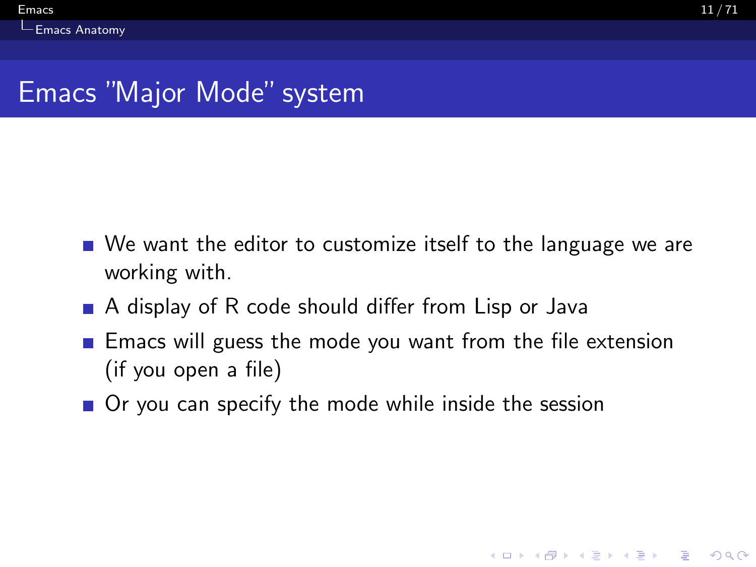# Emacs "Major Mode" system

- We want the editor to customize itself to the language we are working with.
- A display of R code should differ from Lisp or Java
- Emacs will guess the mode you want from the file extension (if you open a file)
- Or you can specify the mode while inside the session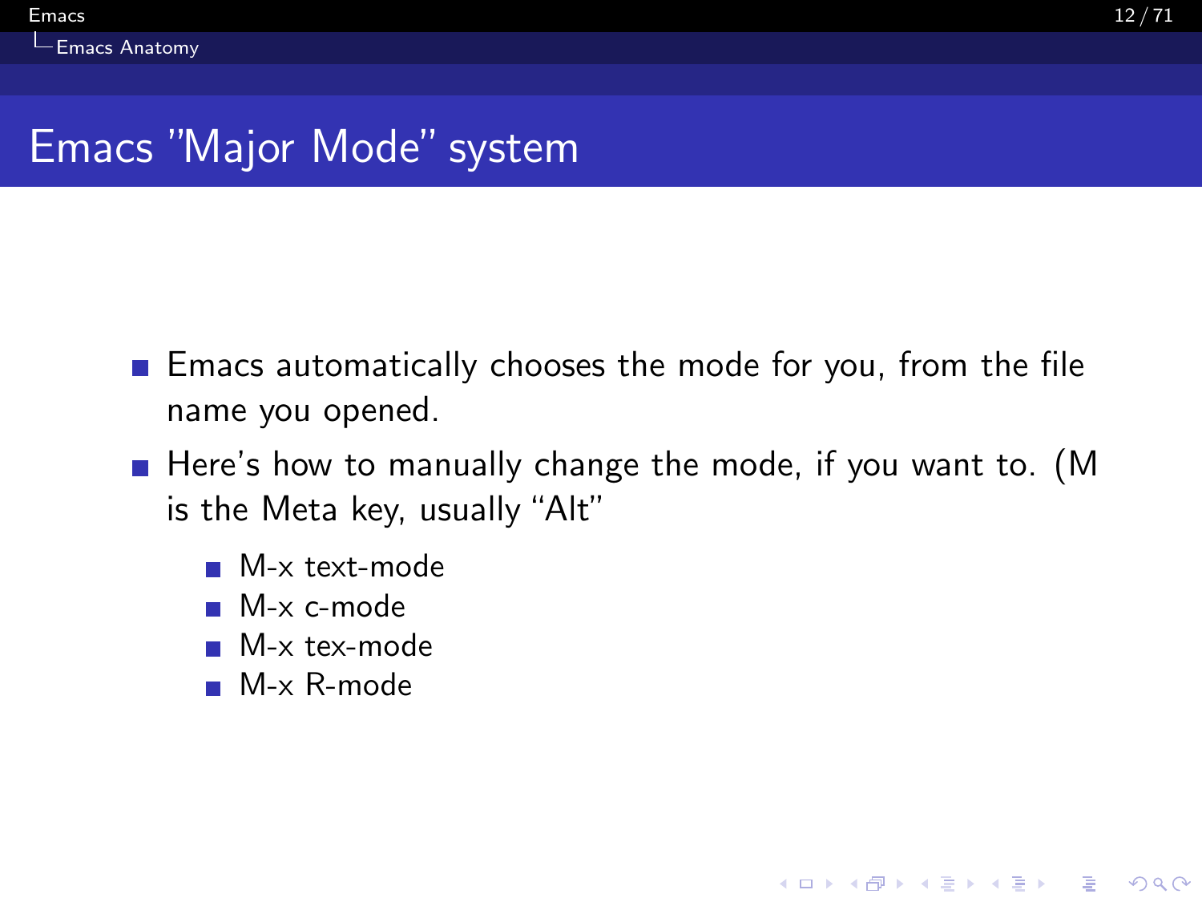# Emacs "Major Mode" system

- Emacs automatically chooses the mode for you, from the file name you opened.
- Here's how to manually change the mode, if you want to. (M is the Meta key, usually "Alt"
  - M-x text-mode
  - M-x c-mode
  - M-x tex-mode
  - M-x R-mode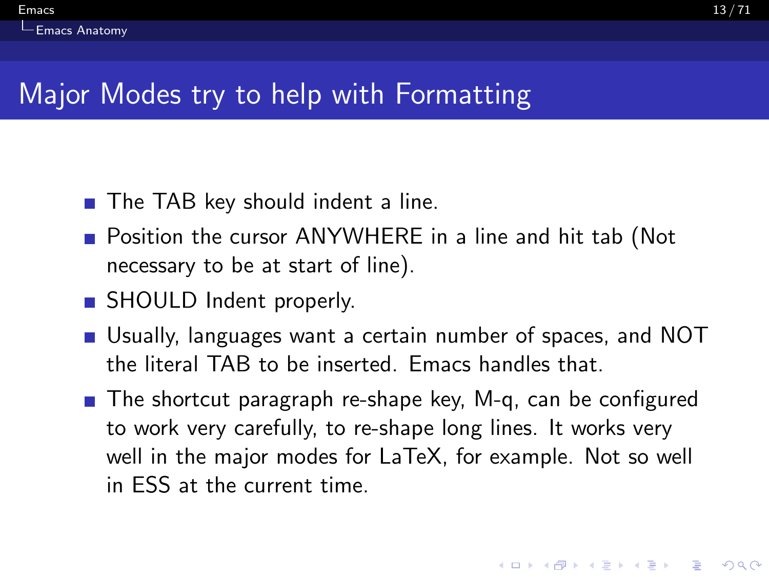# Major Modes try to help with Formatting

- The TAB key should indent a line.
- Position the cursor ANYWHERE in a line and hit tab (Not necessary to be at start of line).
- SHOULD Indent properly.
- Usually, languages want a certain number of spaces, and NOT the literal TAB to be inserted. Emacs handles that.
- The shortcut paragraph re-shape key, M-q, can be configured to work very carefully, to re-shape long lines. It works very well in the major modes for LaTeX, for example. Not so well in ESS at the current time.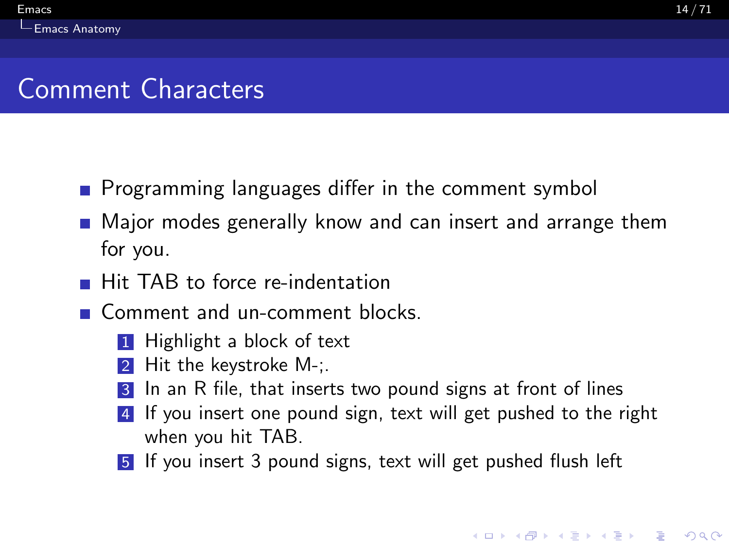# Comment Characters

- Programming languages differ in the comment symbol
- Major modes generally know and can insert and arrange them for you.
- Hit TAB to force re-indentation
- Comment and un-comment blocks.
  1. Highlight a block of text
  2. Hit the keystroke M-;.
  3. In an R file, that inserts two pound signs at front of lines
  4. If you insert one pound sign, text will get pushed to the right when you hit TAB.
  5. If you insert 3 pound signs, text will get pushed flush left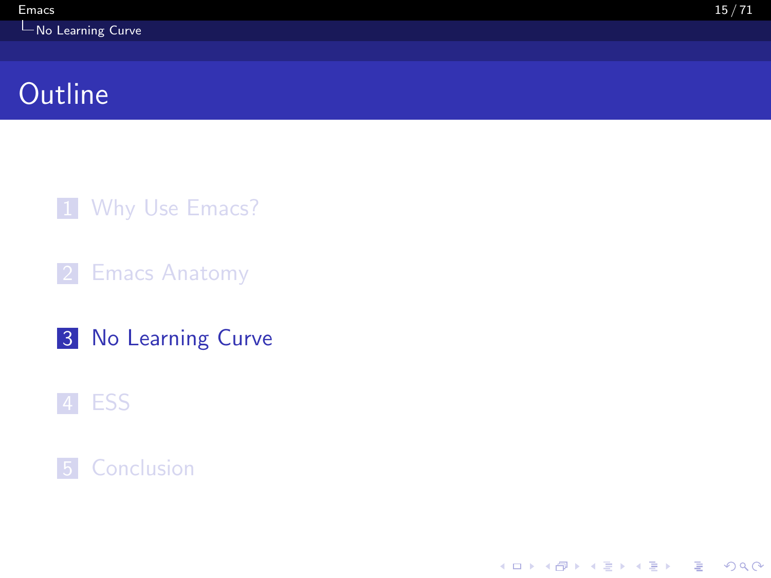# Outline

1. Why Use Emacs?
2. Emacs Anatomy
3. **No Learning Curve**
4. ESS
5. Conclusion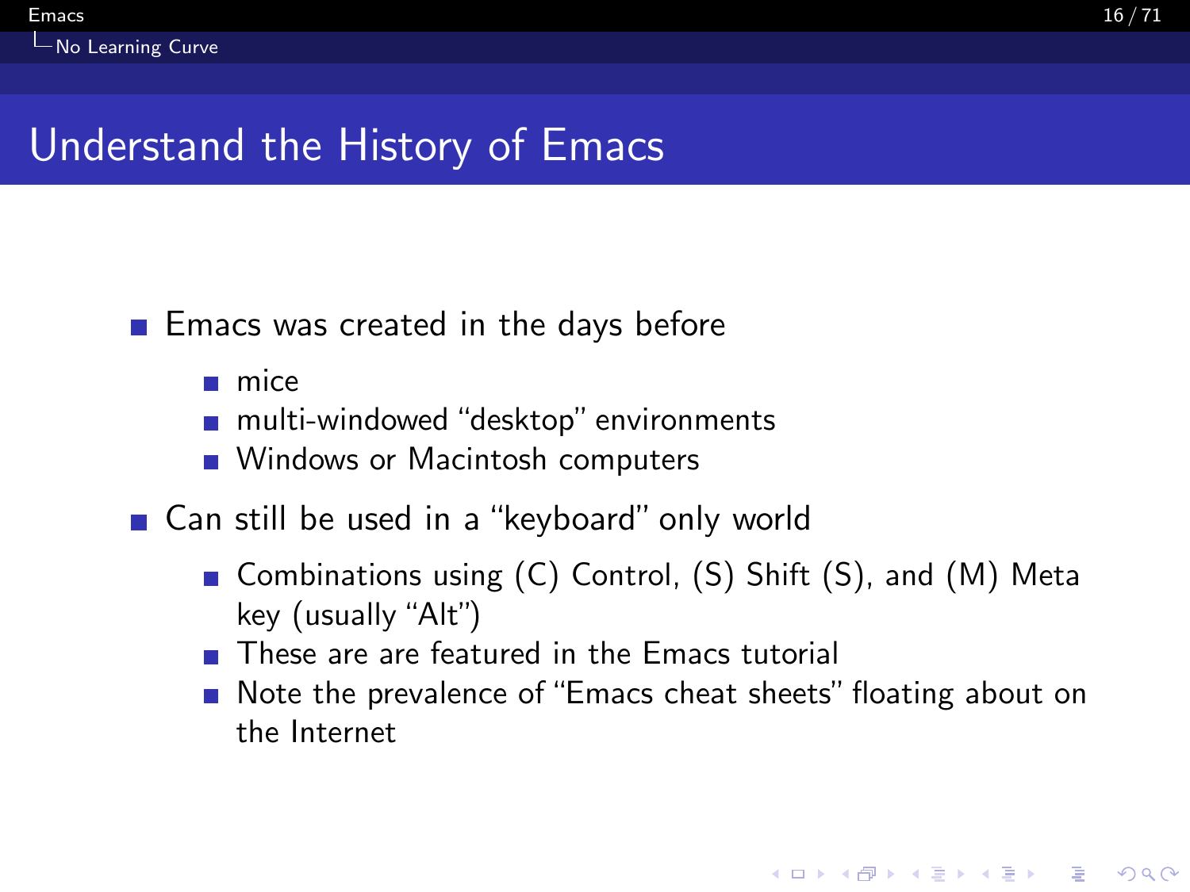# Understand the History of Emacs

- Emacs was created in the days before
  - mice
  - multi-windowed “desktop” environments
  - Windows or Macintosh computers
- Can still be used in a “keyboard” only world
  - Combinations using (C) Control, (S) Shift (S), and (M) Meta key (usually “Alt”)
  - These are are featured in the Emacs tutorial
  - Note the prevalence of “Emacs cheat sheets” floating about on the Internet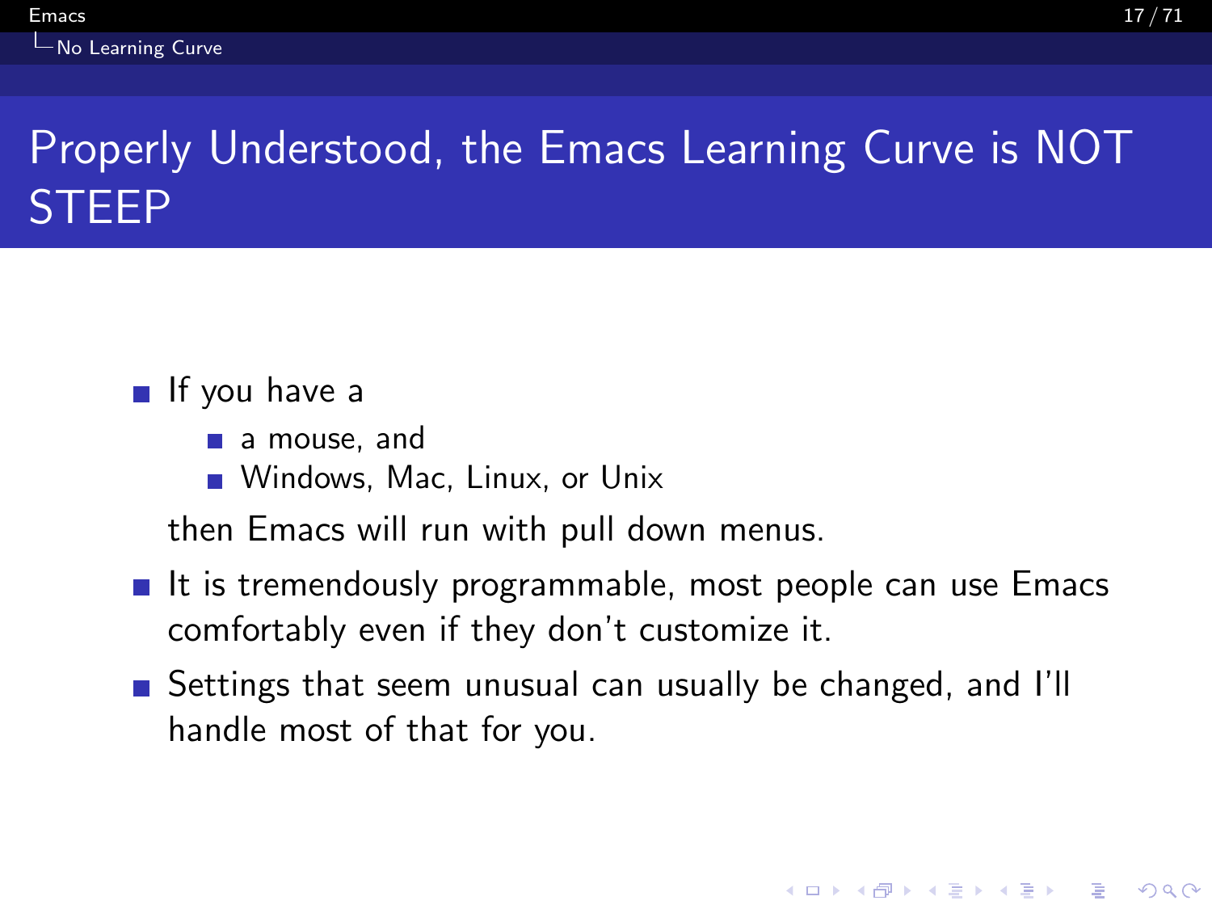# Properly Understood, the Emacs Learning Curve is NOT STEEP

- If you have a
  - a mouse, and
  - Windows, Mac, Linux, or Unix

  then Emacs will run with pull down menus.
- It is tremendously programmable, most people can use Emacs comfortably even if they don't customize it.
- Settings that seem unusual can usually be changed, and I'll handle most of that for you.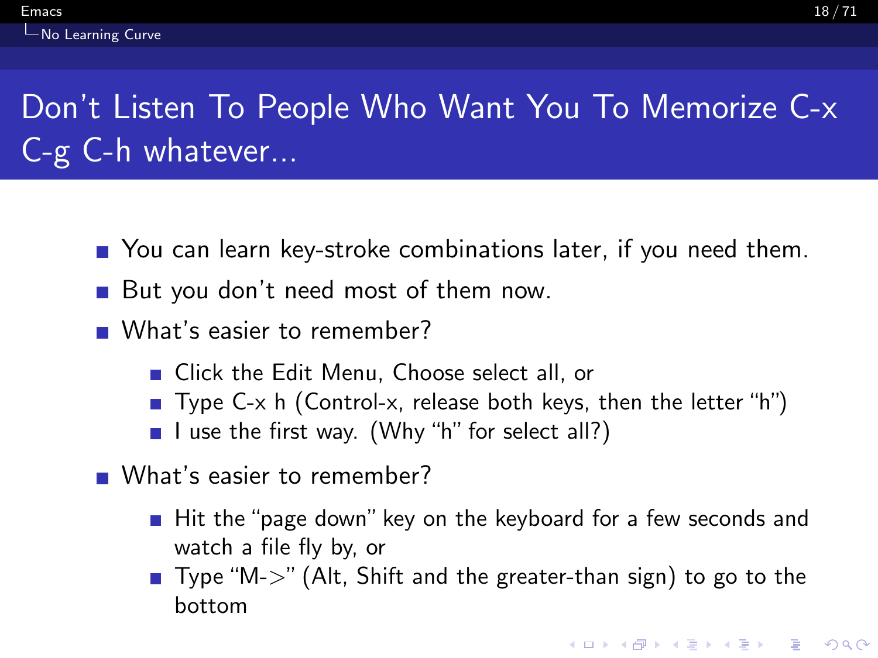# Don't Listen To People Who Want You To Memorize C-x C-g C-h whatever...

- You can learn key-stroke combinations later, if you need them.
- But you don't need most of them now.
- What's easier to remember?
  - Click the Edit Menu, Choose select all, or
  - Type C-x h (Control-x, release both keys, then the letter "h")
  - I use the first way. (Why "h" for select all?)
- What's easier to remember?
  - Hit the "page down" key on the keyboard for a few seconds and watch a file fly by, or
  - Type "M->" (Alt, Shift and the greater-than sign) to go to the bottom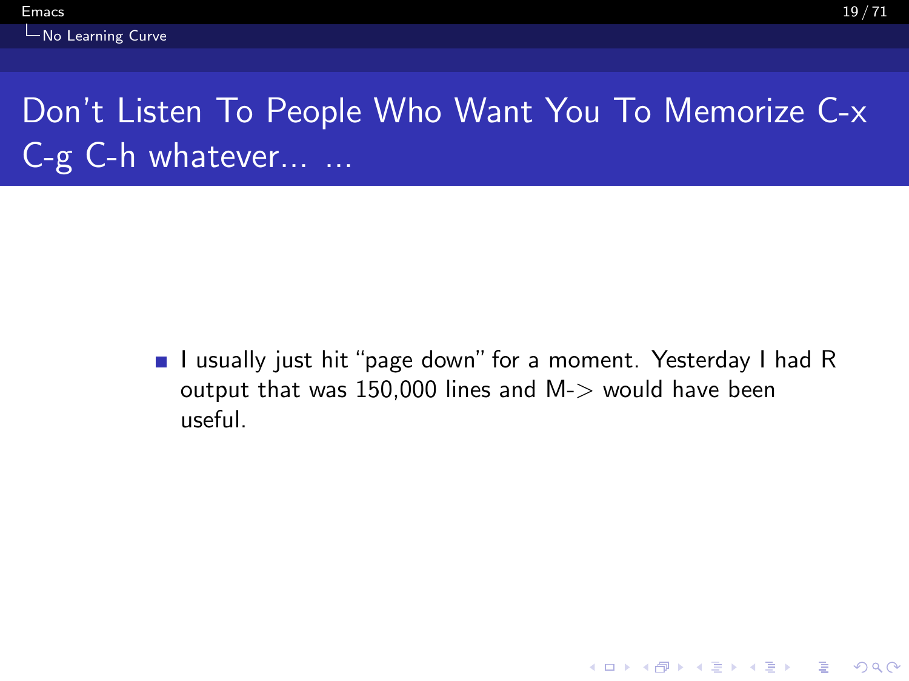## Don't Listen To People Who Want You To Memorize C-x C-g C-h whatever... ...

- I usually just hit "page down" for a moment. Yesterday I had R output that was 150,000 lines and M-> would have been useful.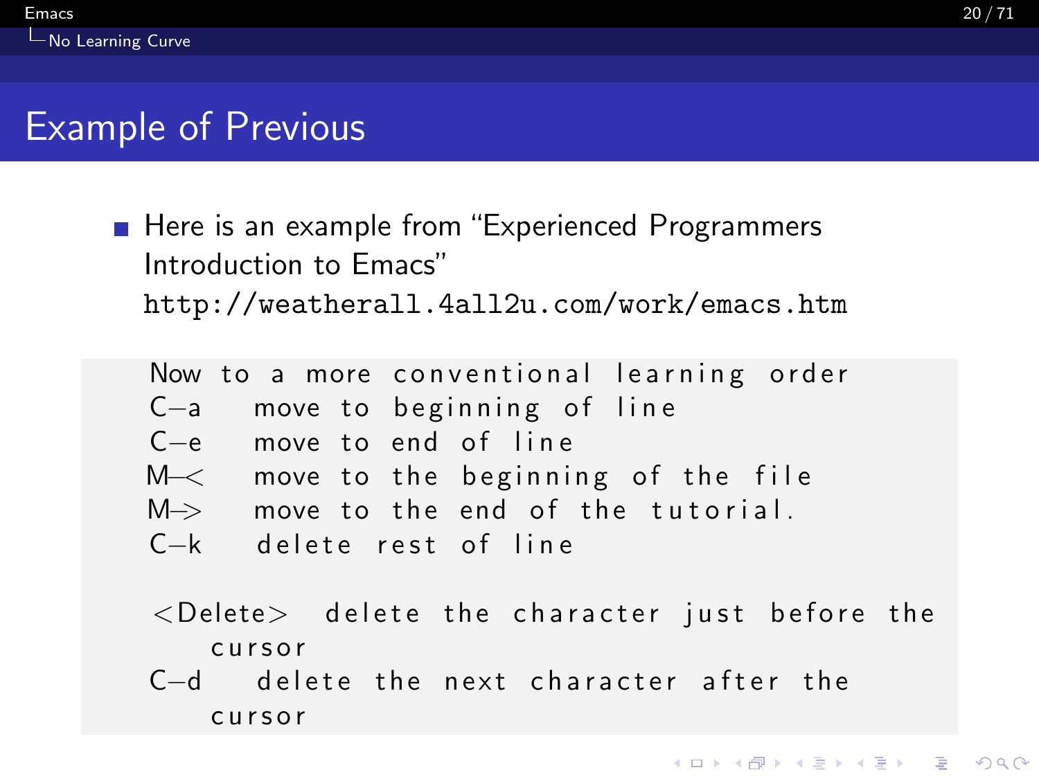# Example of Previous

- Here is an example from "Experienced Programmers Introduction to Emacs" http://weatherall.4all2u.com/work/emacs.htm

```
Now to a more conventional learning order
C-a   move to beginning of line
C-e   move to end of line
M-<   move to the beginning of the file
M->   move to the end of the tutorial.
C-k   delete rest of line

<Delete>  delete the character just before the
    cursor
C-d   delete the next character after the
    cursor
```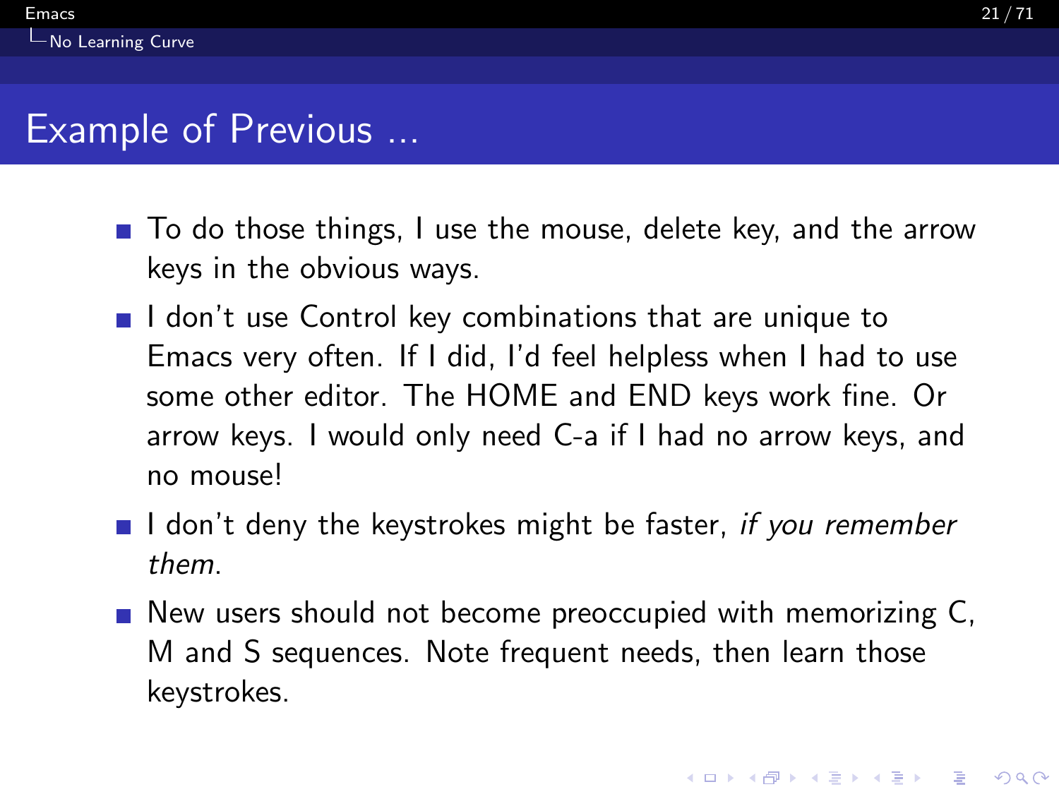## Example of Previous ...

- To do those things, I use the mouse, delete key, and the arrow keys in the obvious ways.
- I don't use Control key combinations that are unique to Emacs very often. If I did, I'd feel helpless when I had to use some other editor. The HOME and END keys work fine. Or arrow keys. I would only need C-a if I had no arrow keys, and no mouse!
- I don't deny the keystrokes might be faster, *if you remember them*.
- New users should not become preoccupied with memorizing C, M and S sequences. Note frequent needs, then learn those keystrokes.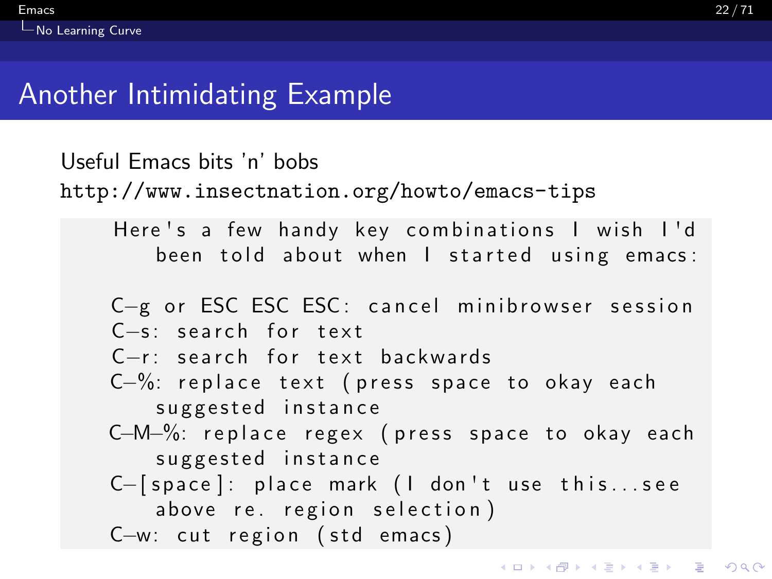# Another Intimidating Example

Useful Emacs bits 'n' bobs
http://www.insectnation.org/howto/emacs-tips

```
Here's a few handy key combinations I wish I'd
    been told about when I started using emacs:

C-g or ESC ESC ESC: cancel minibrowser session
C-s: search for text
C-r: search for text backwards
C-%: replace text (press space to okay each
    suggested instance
C-M-%: replace regex (press space to okay each
    suggested instance
C-[space]: place mark (I don't use this...see
    above re. region selection)
C-w: cut region (std emacs)
```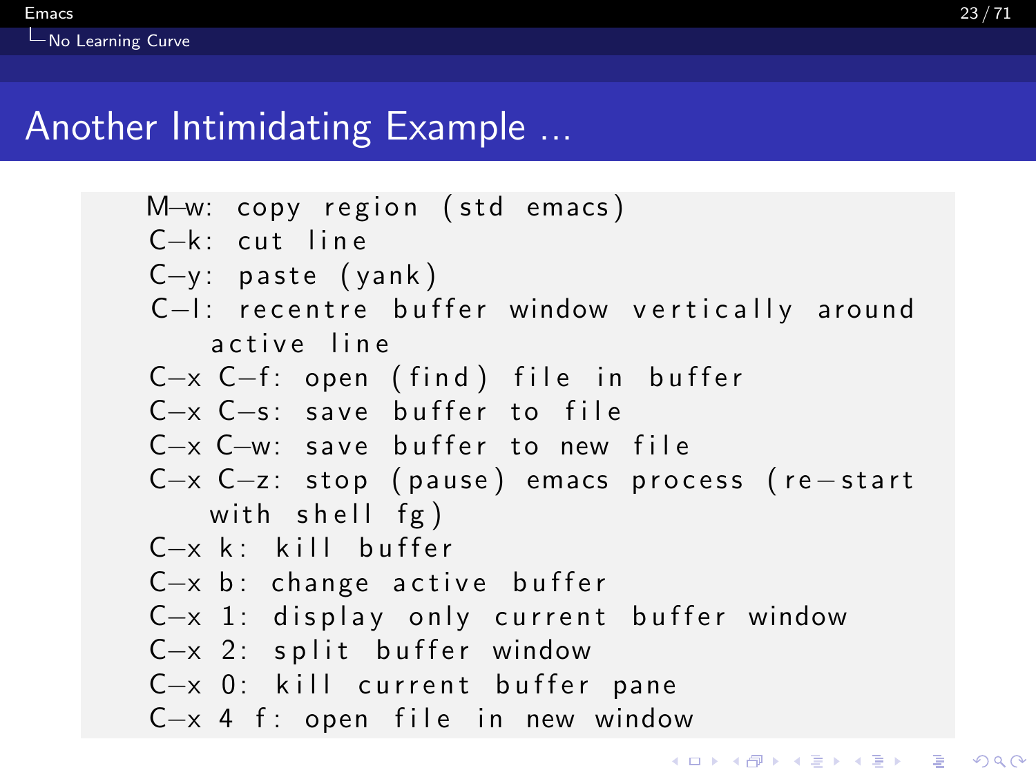# Another Intimidating Example ...

```
M-w: copy region (std emacs)
C-k: cut line
C-y: paste (yank)
C-l: recentre buffer window vertically around
    active line
C-x C-f: open (find) file in buffer
C-x C-s: save buffer to file
C-x C-w: save buffer to new file
C-x C-z: stop (pause) emacs process (re-start
    with shell fg)
C-x k: kill buffer
C-x b: change active buffer
C-x 1: display only current buffer window
C-x 2: split buffer window
C-x 0: kill current buffer pane
C-x 4 f: open file in new window
```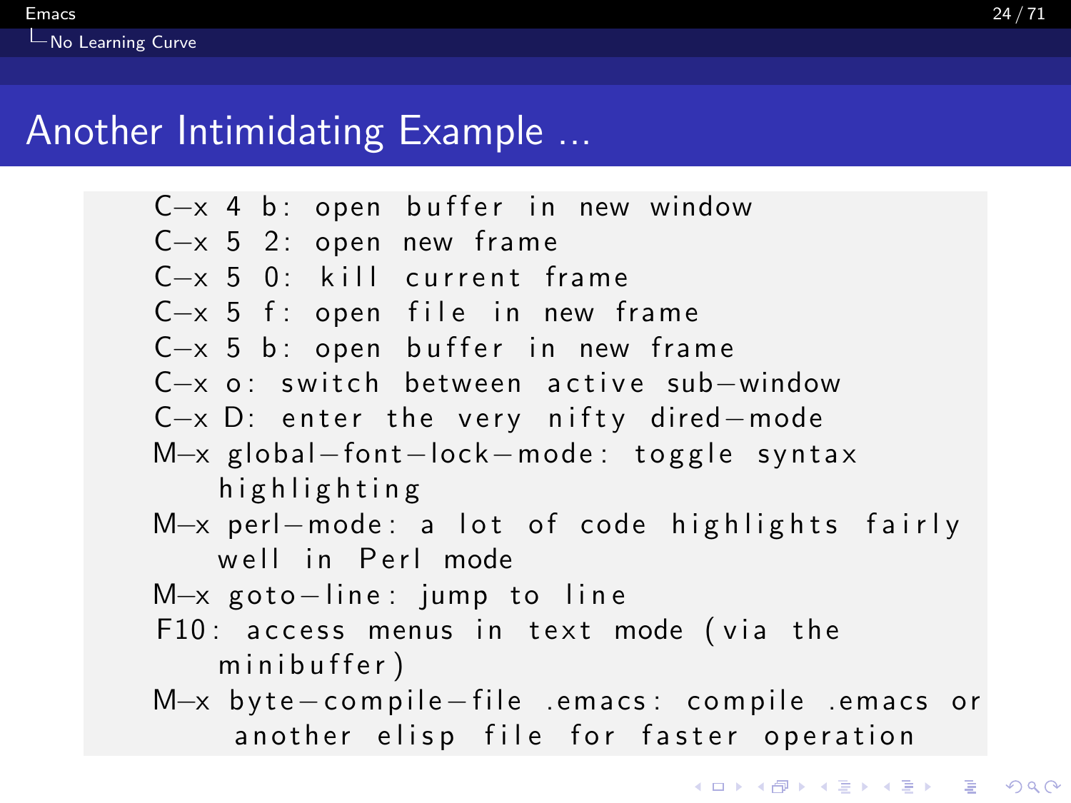# Another Intimidating Example ...

```
C-x 4 b: open buffer in new window
C-x 5 2: open new frame
C-x 5 0: kill current frame
C-x 5 f: open file in new frame
C-x 5 b: open buffer in new frame
C-x o: switch between active sub-window
C-x D: enter the very nifty dired-mode
M-x global-font-lock-mode: toggle syntax
    highlighting
M-x perl-mode: a lot of code highlights fairly
    well in Perl mode
M-x goto-line: jump to line
F10: access menus in text mode (via the
    minibuffer)
M-x byte-compile-file .emacs: compile .emacs or
     another elisp file for faster operation
```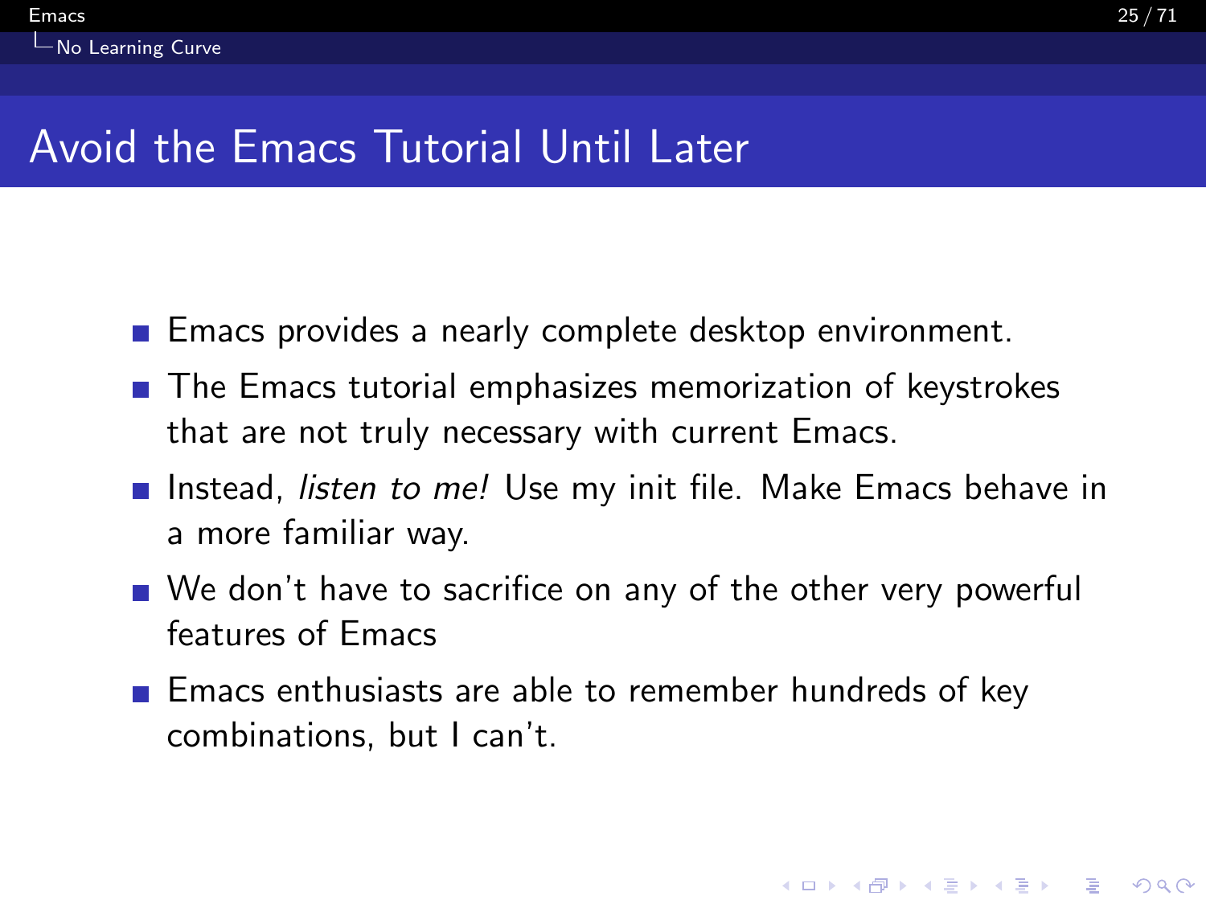# Avoid the Emacs Tutorial Until Later

- Emacs provides a nearly complete desktop environment.
- The Emacs tutorial emphasizes memorization of keystrokes that are not truly necessary with current Emacs.
- Instead, *listen to me!* Use my init file. Make Emacs behave in a more familiar way.
- We don't have to sacrifice on any of the other very powerful features of Emacs
- Emacs enthusiasts are able to remember hundreds of key combinations, but I can't.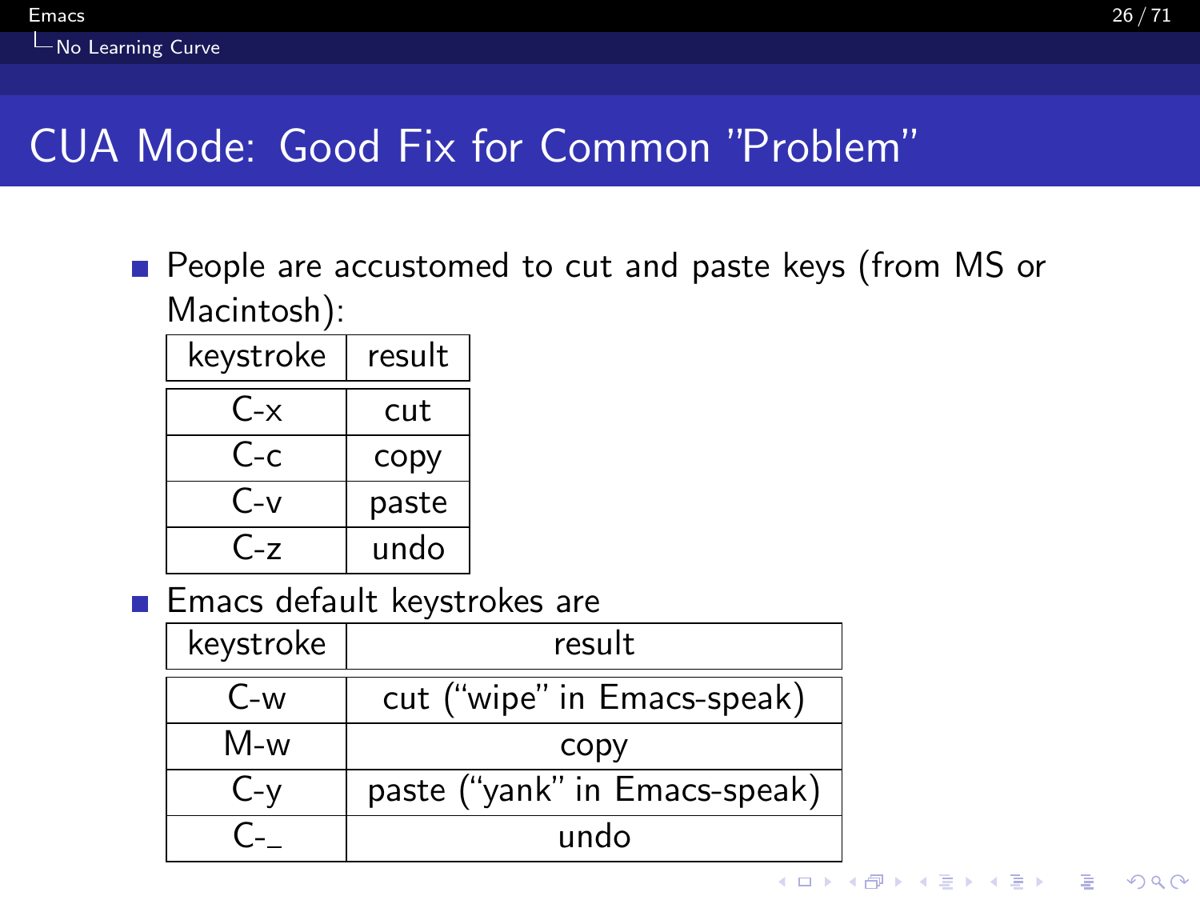# CUA Mode: Good Fix for Common "Problem"

- People are accustomed to cut and paste keys (from MS or Macintosh):

| keystroke | result |
|---|---|
| C-x | cut |
| C-c | copy |
| C-v | paste |
| C-z | undo |

- Emacs default keystrokes are

| keystroke | result |
|---|---|
| C-w | cut ("wipe" in Emacs-speak) |
| M-w | copy |
| C-y | paste ("yank" in Emacs-speak) |
| C-_ | undo |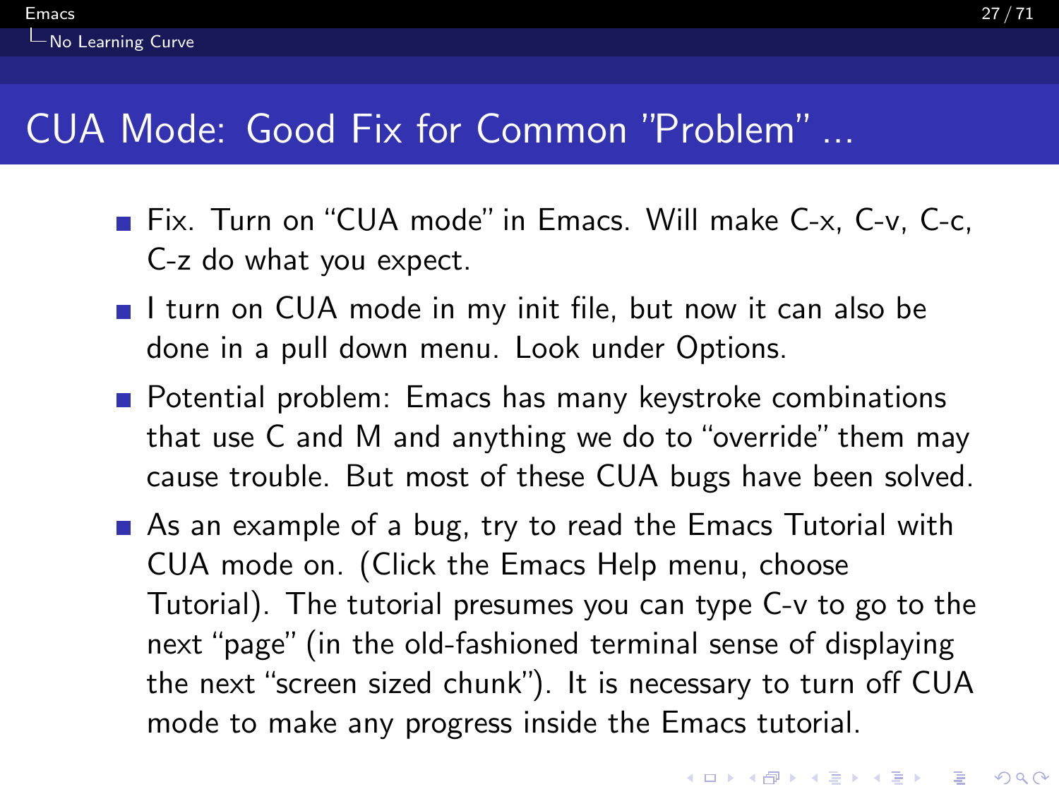# CUA Mode: Good Fix for Common "Problem" ...

- Fix. Turn on "CUA mode" in Emacs. Will make C-x, C-v, C-c, C-z do what you expect.
- I turn on CUA mode in my init file, but now it can also be done in a pull down menu. Look under Options.
- Potential problem: Emacs has many keystroke combinations that use C and M and anything we do to "override" them may cause trouble. But most of these CUA bugs have been solved.
- As an example of a bug, try to read the Emacs Tutorial with CUA mode on. (Click the Emacs Help menu, choose Tutorial). The tutorial presumes you can type C-v to go to the next "page" (in the old-fashioned terminal sense of displaying the next "screen sized chunk"). It is necessary to turn off CUA mode to make any progress inside the Emacs tutorial.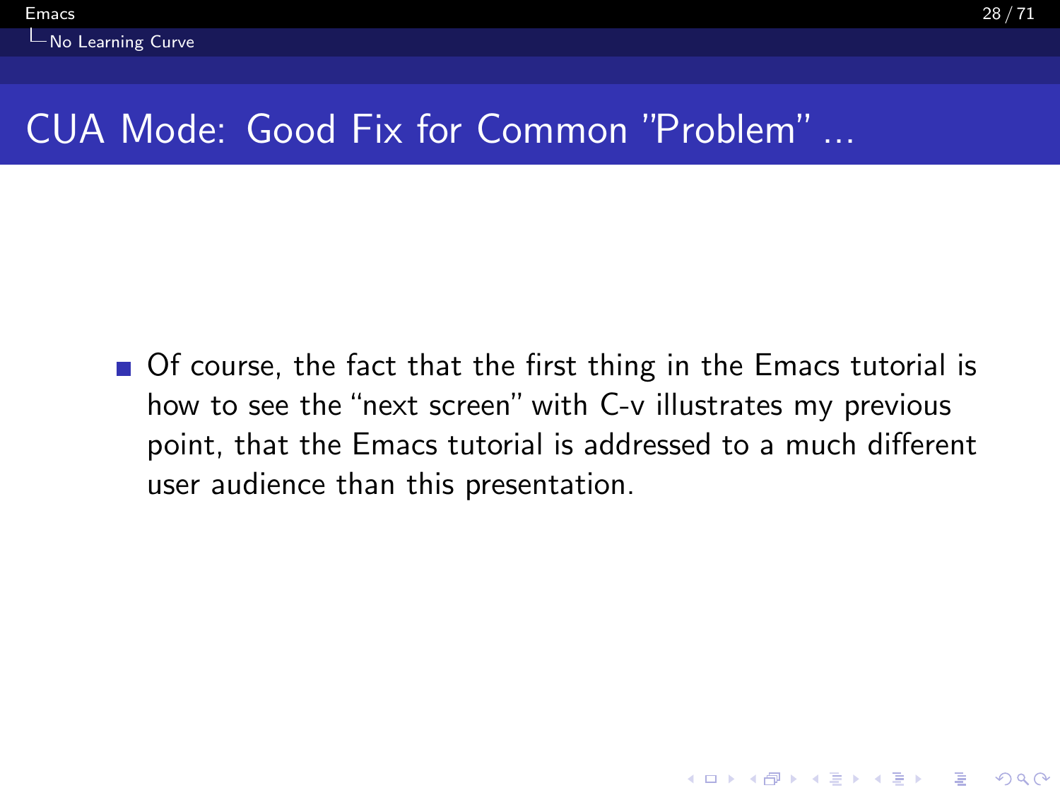# CUA Mode: Good Fix for Common "Problem" ...

- Of course, the fact that the first thing in the Emacs tutorial is how to see the "next screen" with C-v illustrates my previous point, that the Emacs tutorial is addressed to a much different user audience than this presentation.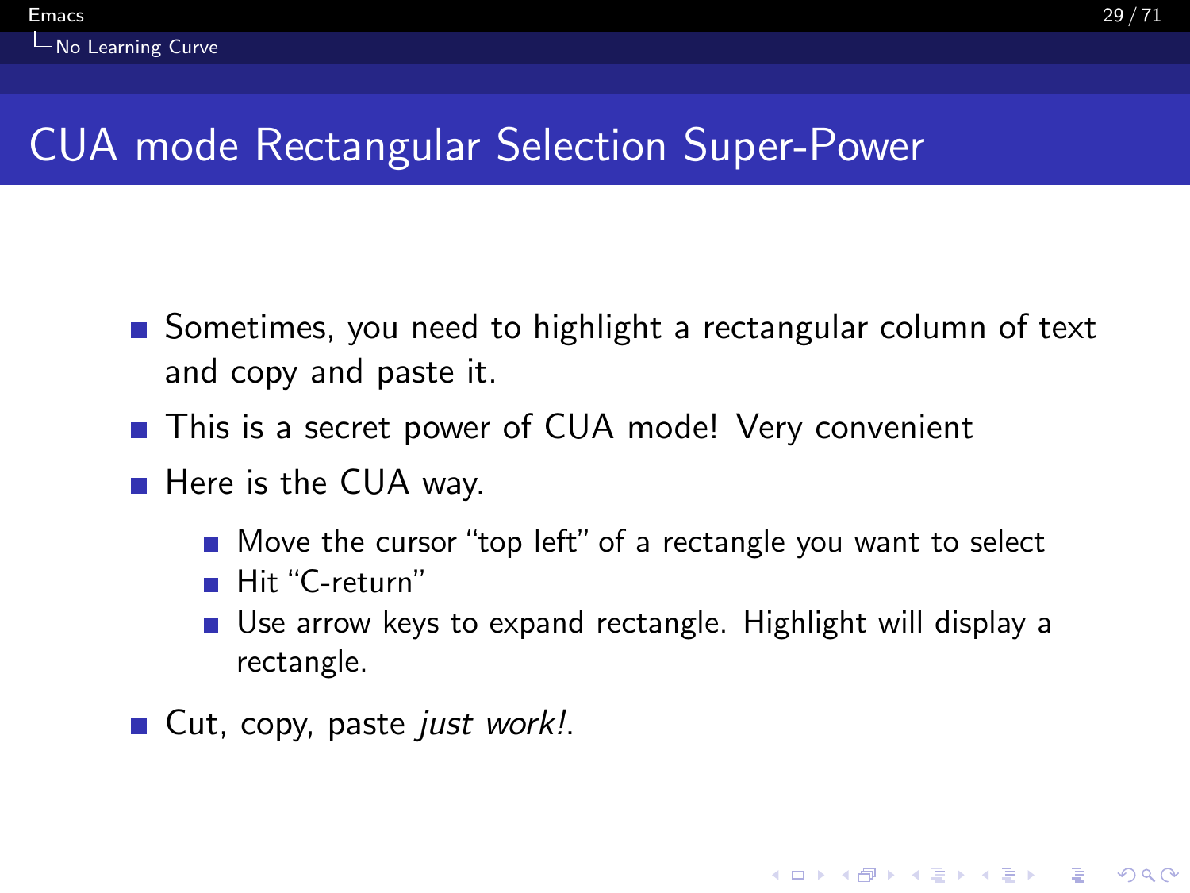# CUA mode Rectangular Selection Super-Power

- Sometimes, you need to highlight a rectangular column of text and copy and paste it.
- This is a secret power of CUA mode! Very convenient
- Here is the CUA way.
  - Move the cursor "top left" of a rectangle you want to select
  - Hit "C-return"
  - Use arrow keys to expand rectangle. Highlight will display a rectangle.
- Cut, copy, paste *just work!*.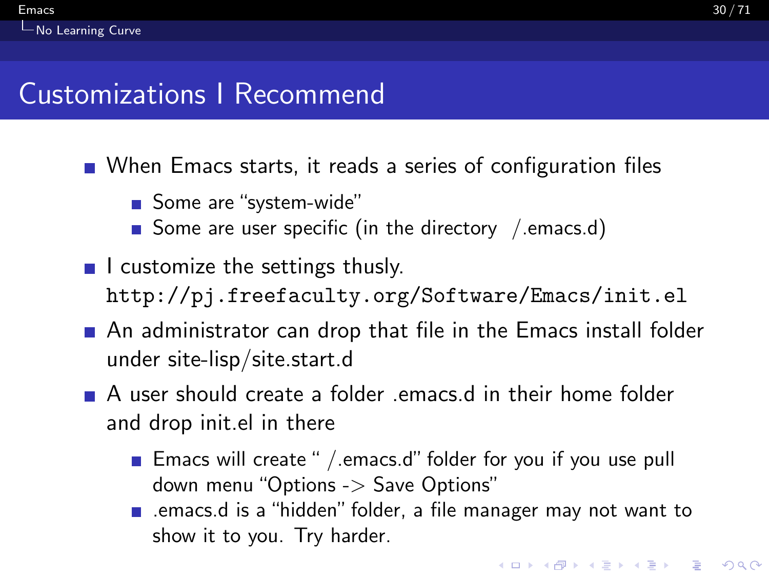# Customizations I Recommend

- When Emacs starts, it reads a series of configuration files
  - Some are "system-wide"
  - Some are user specific (in the directory ~/.emacs.d)
- I customize the settings thusly. `http://pj.freefaculty.org/Software/Emacs/init.el`
- An administrator can drop that file in the Emacs install folder under site-lisp/site.start.d
- A user should create a folder .emacs.d in their home folder and drop init.el in there
  - Emacs will create "~/.emacs.d" folder for you if you use pull down menu "Options -> Save Options"
  - .emacs.d is a "hidden" folder, a file manager may not want to show it to you. Try harder.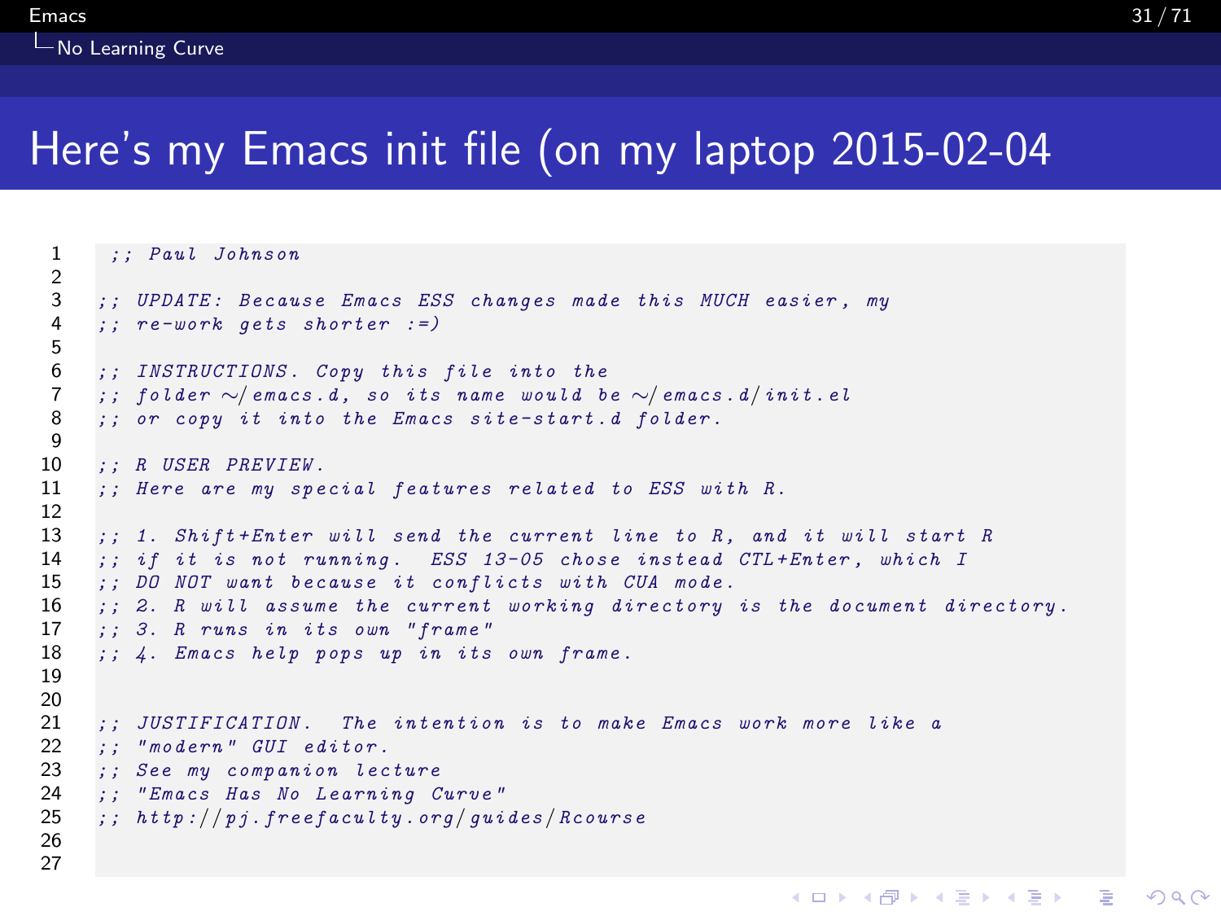# Here's my Emacs init file (on my laptop 2015-02-04

```
;; Paul Johnson

;; UPDATE: Because Emacs ESS changes made this MUCH easier, my
;; re-work gets shorter :=)

;; INSTRUCTIONS. Copy this file into the
;; folder ~/emacs.d, so its name would be ~/emacs.d/init.el
;; or copy it into the Emacs site-start.d folder.

;; R USER PREVIEW.
;; Here are my special features related to ESS with R.

;; 1. Shift+Enter will send the current line to R, and it will start R
;; if it is not running.  ESS 13-05 chose instead CTL+Enter, which I
;; DO NOT want because it conflicts with CUA mode.
;; 2. R will assume the current working directory is the document directory.
;; 3. R runs in its own "frame"
;; 4. Emacs help pops up in its own frame.


;; JUSTIFICATION.  The intention is to make Emacs work more like a
;; "modern" GUI editor.
;; See my companion lecture
;; "Emacs Has No Learning Curve"
;; http://pj.freefaculty.org/guides/Rcourse


```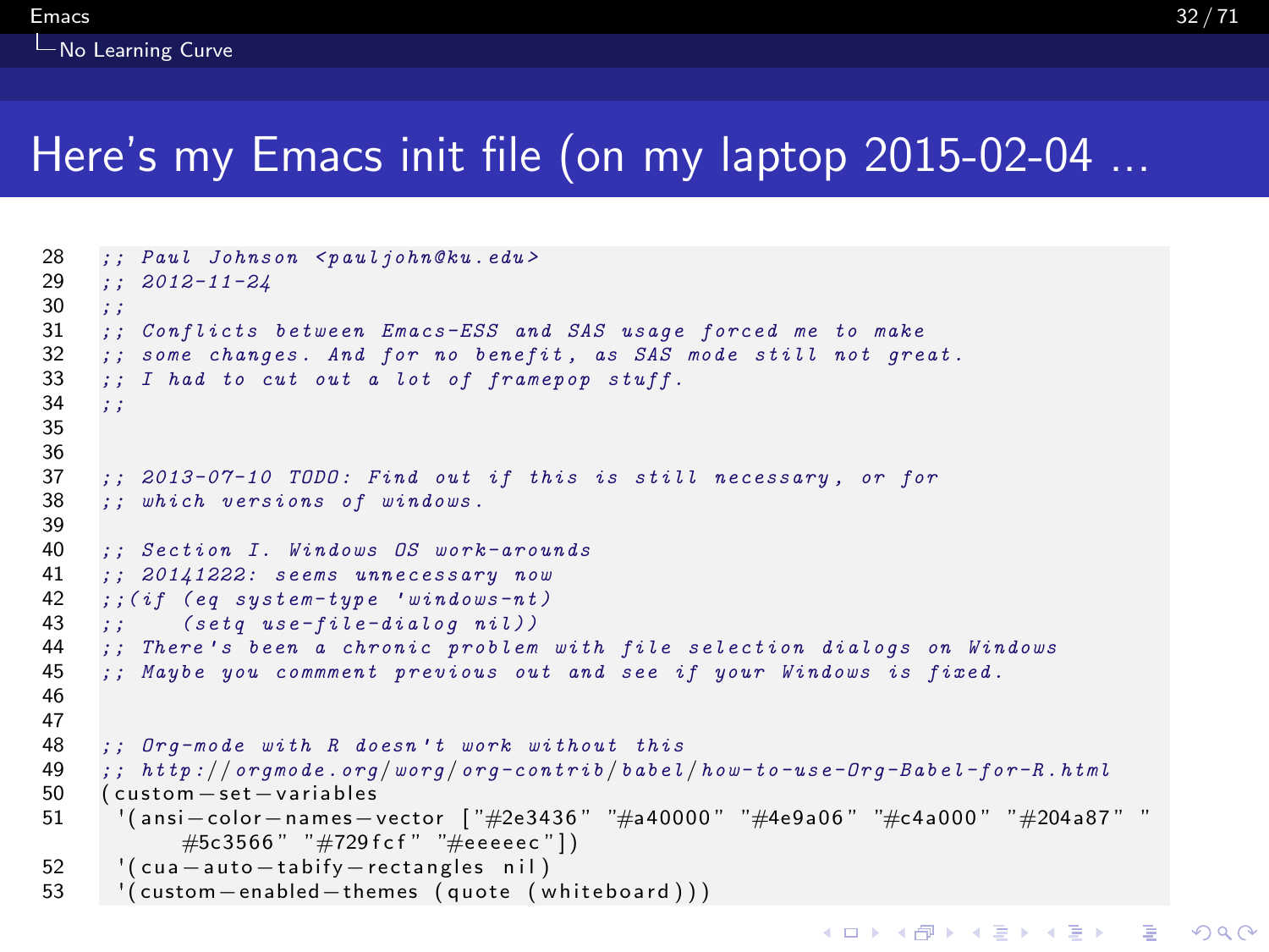# Here's my Emacs init file (on my laptop 2015-02-04 ...

```
28  ;; Paul Johnson <pauljohn@ku.edu>
29  ;; 2012-11-24
30  ;;
31  ;; Conflicts between Emacs-ESS and SAS usage forced me to make
32  ;; some changes. And for no benefit, as SAS mode still not great.
33  ;; I had to cut out a lot of framepop stuff.
34  ;;
35
36
37  ;; 2013-07-10 TODO: Find out if this is still necessary, or for
38  ;; which versions of windows.
39
40  ;; Section I. Windows OS work-arounds
41  ;; 20141222: seems unnecessary now
42  ;;(if (eq system-type 'windows-nt)
43  ;;    (setq use-file-dialog nil))
44  ;; There's been a chronic problem with file selection dialogs on Windows
45  ;; Maybe you commment previous out and see if your Windows is fixed.
46
47
48  ;; Org-mode with R doesn't work without this
49  ;; http://orgmode.org/worg/org-contrib/babel/how-to-use-Org-Babel-for-R.html
50  (custom-set-variables
51   '(ansi-color-names-vector ["#2e3436" "#a40000" "#4e9a06" "#c4a000" "#204a87" "
        #5c3566" "#729fcf" "#eeeeec"])
52   '(cua-auto-tabify-rectangles nil)
53   '(custom-enabled-themes (quote (whiteboard)))
```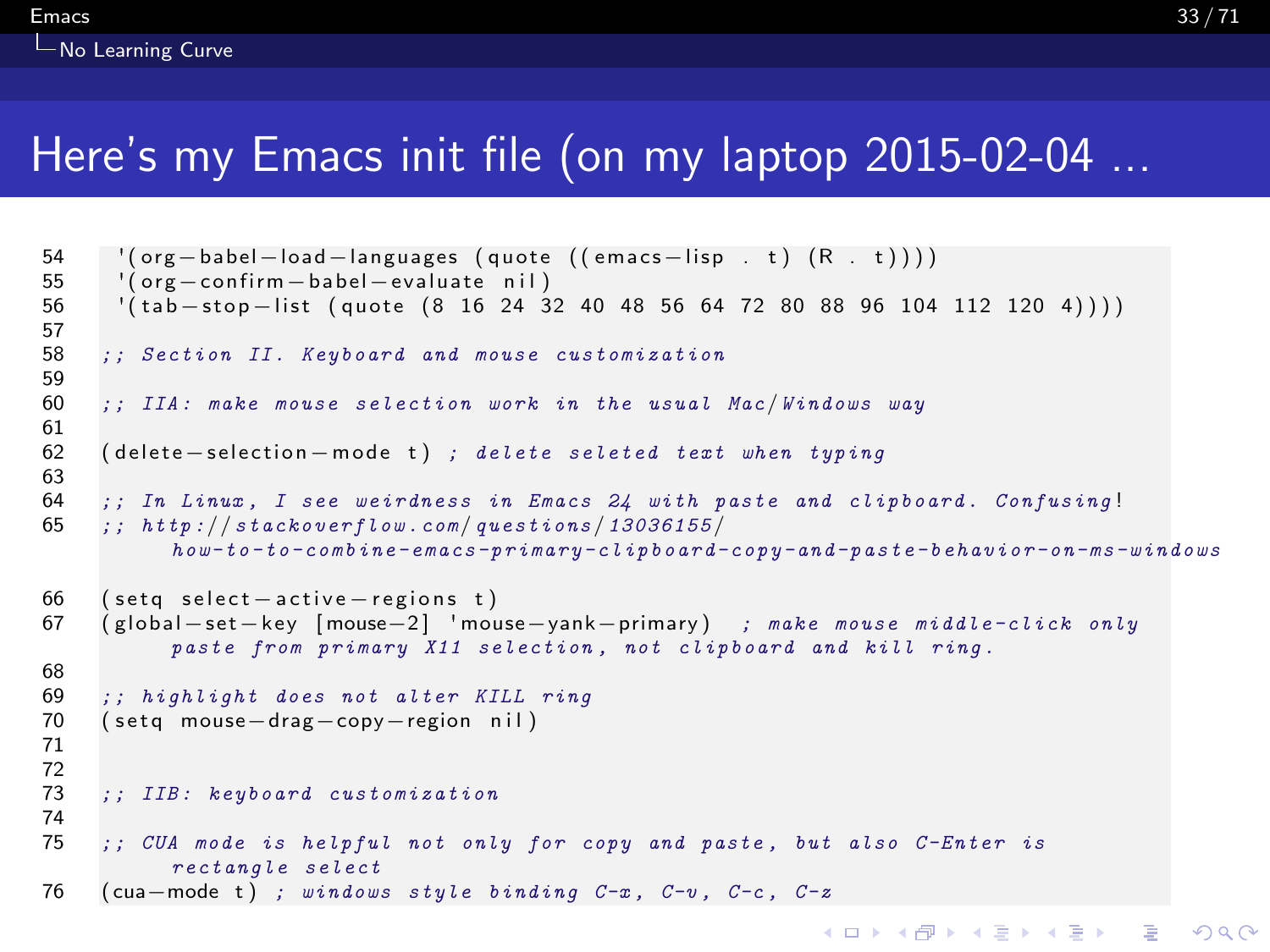# Here's my Emacs init file (on my laptop 2015-02-04 ...

```
54   '(org-babel-load-languages (quote ((emacs-lisp . t) (R . t))))
55   '(org-confirm-babel-evaluate nil)
56   '(tab-stop-list (quote (8 16 24 32 40 48 56 64 72 80 88 96 104 112 120 4))))
57
58  ;; Section II. Keyboard and mouse customization
59
60  ;; IIA: make mouse selection work in the usual Mac/Windows way
61
62  (delete-selection-mode t) ; delete seleted text when typing
63
64  ;; In Linux, I see weirdness in Emacs 24 with paste and clipboard. Confusing!
65  ;; http://stackoverflow.com/questions/13036155/
        how-to-to-combine-emacs-primary-clipboard-copy-and-paste-behavior-on-ms-windows
66  (setq select-active-regions t)
67  (global-set-key [mouse-2] 'mouse-yank-primary)  ; make mouse middle-click only
        paste from primary X11 selection, not clipboard and kill ring.
68
69  ;; highlight does not alter KILL ring
70  (setq mouse-drag-copy-region nil)
71
72
73  ;; IIB: keyboard customization
74
75  ;; CUA mode is helpful not only for copy and paste, but also C-Enter is
        rectangle select
76  (cua-mode t) ; windows style binding C-x, C-v, C-c, C-z
```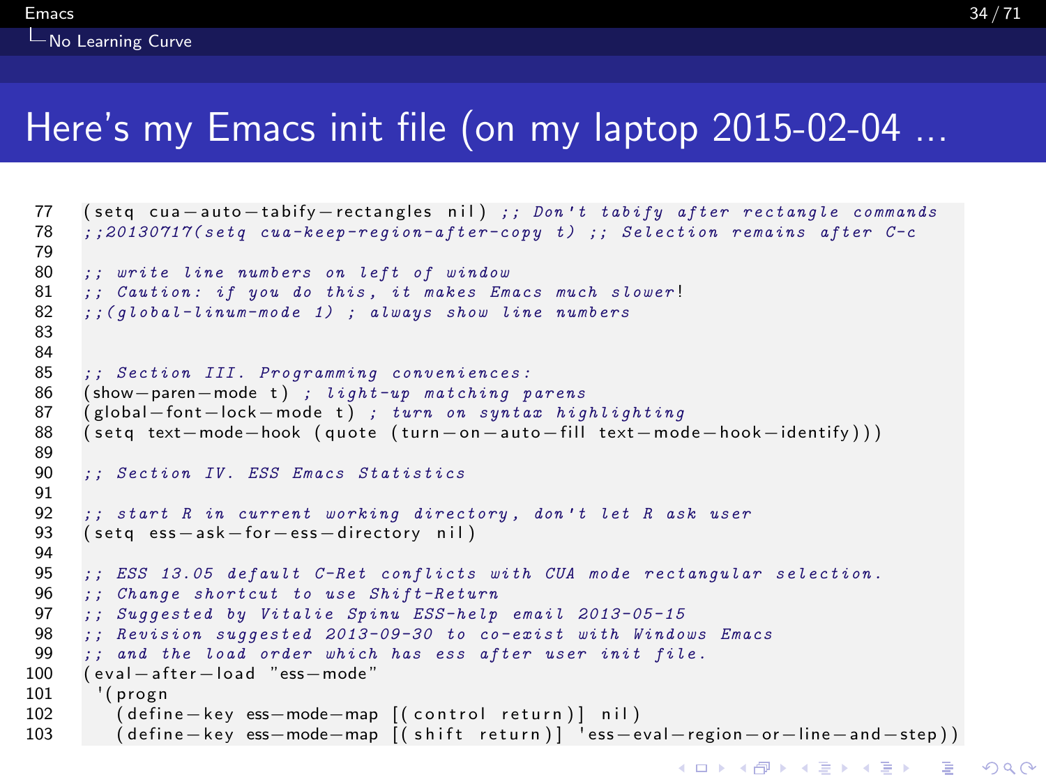# Here's my Emacs init file (on my laptop 2015-02-04 ...

```
77  (setq cua-auto-tabify-rectangles nil) ;; Don't tabify after rectangle commands
78  ;;20130717(setq cua-keep-region-after-copy t) ;; Selection remains after C-c
79
80  ;; write line numbers on left of window
81  ;; Caution: if you do this, it makes Emacs much slower!
82  ;;(global-linum-mode 1) ; always show line numbers
83
84
85  ;; Section III. Programming conveniences:
86  (show-paren-mode t) ; light-up matching parens
87  (global-font-lock-mode t) ; turn on syntax highlighting
88  (setq text-mode-hook (quote (turn-on-auto-fill text-mode-hook-identify)))
89
90  ;; Section IV. ESS Emacs Statistics
91
92  ;; start R in current working directory, don't let R ask user
93  (setq ess-ask-for-ess-directory nil)
94
95  ;; ESS 13.05 default C-Ret conflicts with CUA mode rectangular selection.
96  ;; Change shortcut to use Shift-Return
97  ;; Suggested by Vitalie Spinu ESS-help email 2013-05-15
98  ;; Revision suggested 2013-09-30 to co-exist with Windows Emacs
99  ;; and the load order which has ess after user init file.
100 (eval-after-load "ess-mode"
101  '(progn
102     (define-key ess-mode-map [(control return)] nil)
103     (define-key ess-mode-map [(shift return)] 'ess-eval-region-or-line-and-step))
```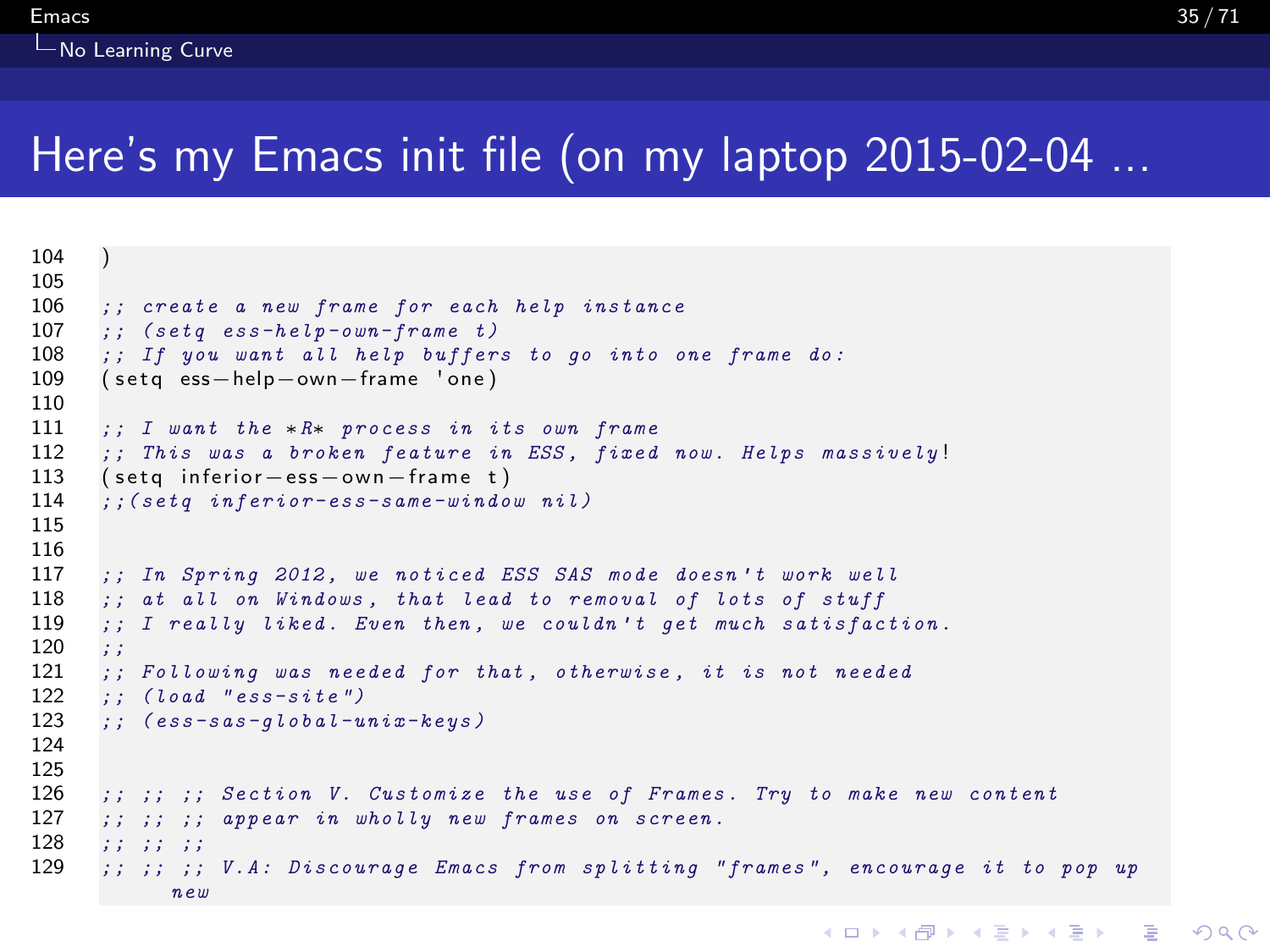# Here's my Emacs init file (on my laptop 2015-02-04 ...

```
104  )
105
106  ;; create a new frame for each help instance
107  ;; (setq ess-help-own-frame t)
108  ;; If you want all help buffers to go into one frame do:
109  (setq ess-help-own-frame 'one)
110
111  ;; I want the *R* process in its own frame
112  ;; This was a broken feature in ESS, fixed now. Helps massively!
113  (setq inferior-ess-own-frame t)
114  ;;(setq inferior-ess-same-window nil)
115
116
117  ;; In Spring 2012, we noticed ESS SAS mode doesn't work well
118  ;; at all on Windows, that lead to removal of lots of stuff
119  ;; I really liked. Even then, we couldn't get much satisfaction.
120  ;;
121  ;; Following was needed for that, otherwise, it is not needed
122  ;; (load "ess-site")
123  ;; (ess-sas-global-unix-keys)
124
125
126  ;; ;; ;; Section V. Customize the use of Frames. Try to make new content
127  ;; ;; ;; appear in wholly new frames on screen.
128  ;; ;; ;;
129  ;; ;; ;; V.A: Discourage Emacs from splitting "frames", encourage it to pop up
         new
```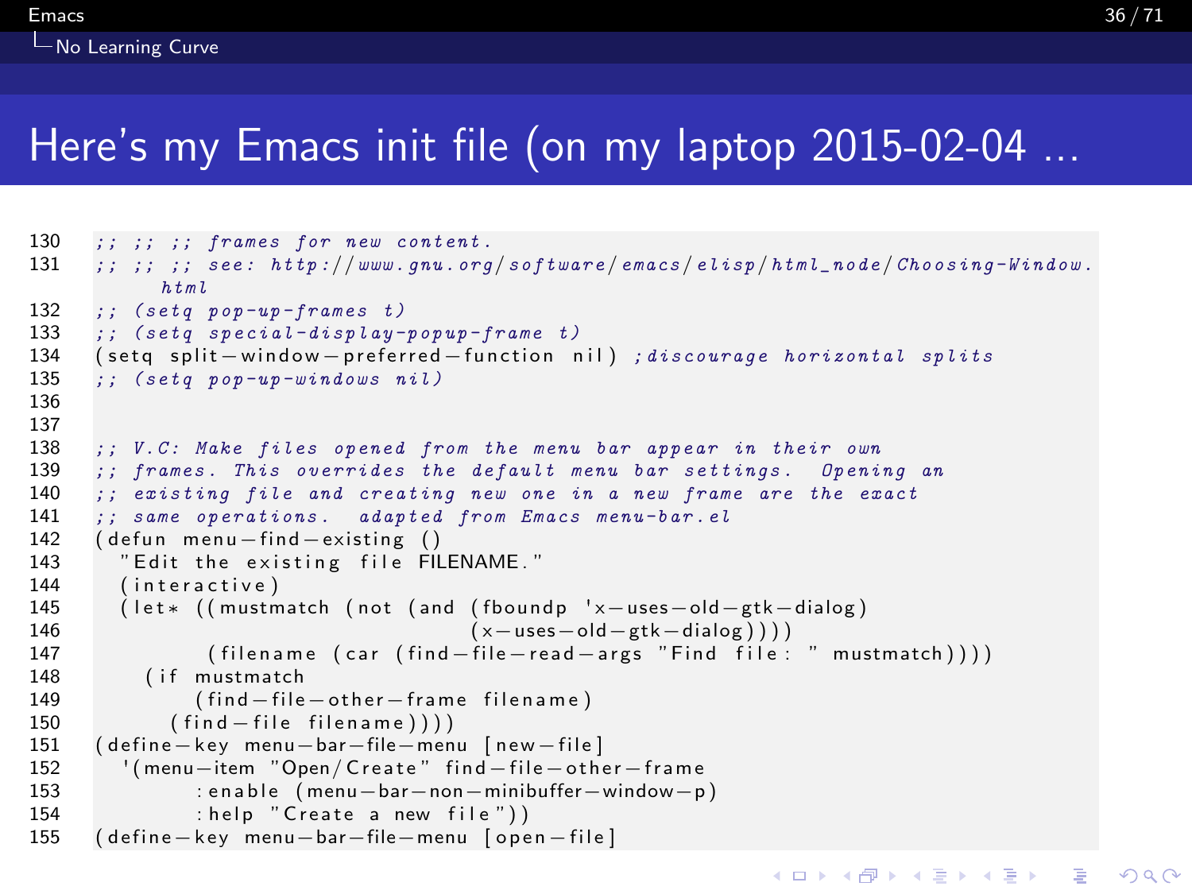# Here's my Emacs init file (on my laptop 2015-02-04 ...

```
130  ;; ;; ;; frames for new content.
131  ;; ;; ;; see: http://www.gnu.org/software/emacs/elisp/html_node/Choosing-Window.
         html
132  ;; (setq pop-up-frames t)
133  ;; (setq special-display-popup-frame t)
134  (setq split-window-preferred-function nil) ;discourage horizontal splits
135  ;; (setq pop-up-windows nil)
136
137
138  ;; V.C: Make files opened from the menu bar appear in their own
139  ;; frames. This overrides the default menu bar settings.  Opening an
140  ;; existing file and creating new one in a new frame are the exact
141  ;; same operations.  adapted from Emacs menu-bar.el
142  (defun menu-find-existing ()
143    "Edit the existing file FILENAME."
144    (interactive)
145    (let* ((mustmatch (not (and (fboundp 'x-uses-old-gtk-dialog)
146                                (x-uses-old-gtk-dialog))))
147           (filename (car (find-file-read-args "Find file: " mustmatch))))
148      (if mustmatch
149          (find-file-other-frame filename)
150        (find-file filename))))
151  (define-key menu-bar-file-menu [new-file]
152    '(menu-item "Open/Create" find-file-other-frame
153          :enable (menu-bar-non-minibuffer-window-p)
154          :help "Create a new file"))
155  (define-key menu-bar-file-menu [open-file]
```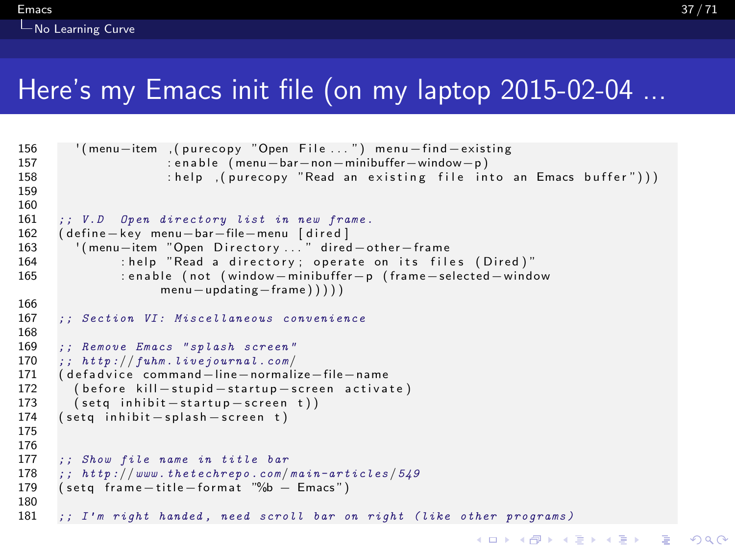# Here's my Emacs init file (on my laptop 2015-02-04 ...

```
156     '(menu-item ,(purecopy "Open File...") menu-find-existing
157                 :enable (menu-bar-non-minibuffer-window-p)
158                 :help ,(purecopy "Read an existing file into an Emacs buffer")))
159
160
161   ;; V.D  Open directory list in new frame.
162   (define-key menu-bar-file-menu [dired]
163     '(menu-item "Open Directory..." dired-other-frame
164           :help "Read a directory; operate on its files (Dired)"
165           :enable (not (window-minibuffer-p (frame-selected-window
                menu-updating-frame)))))
166
167   ;; Section VI: Miscellaneous convenience
168
169   ;; Remove Emacs "splash screen"
170   ;; http://fuhm.livejournal.com/
171   (defadvice command-line-normalize-file-name
172     (before kill-stupid-startup-screen activate)
173     (setq inhibit-startup-screen t))
174   (setq inhibit-splash-screen t)
175
176
177   ;; Show file name in title bar
178   ;; http://www.thetechrepo.com/main-articles/549
179   (setq frame-title-format "%b - Emacs")
180
181   ;; I'm right handed, need scroll bar on right (like other programs)
```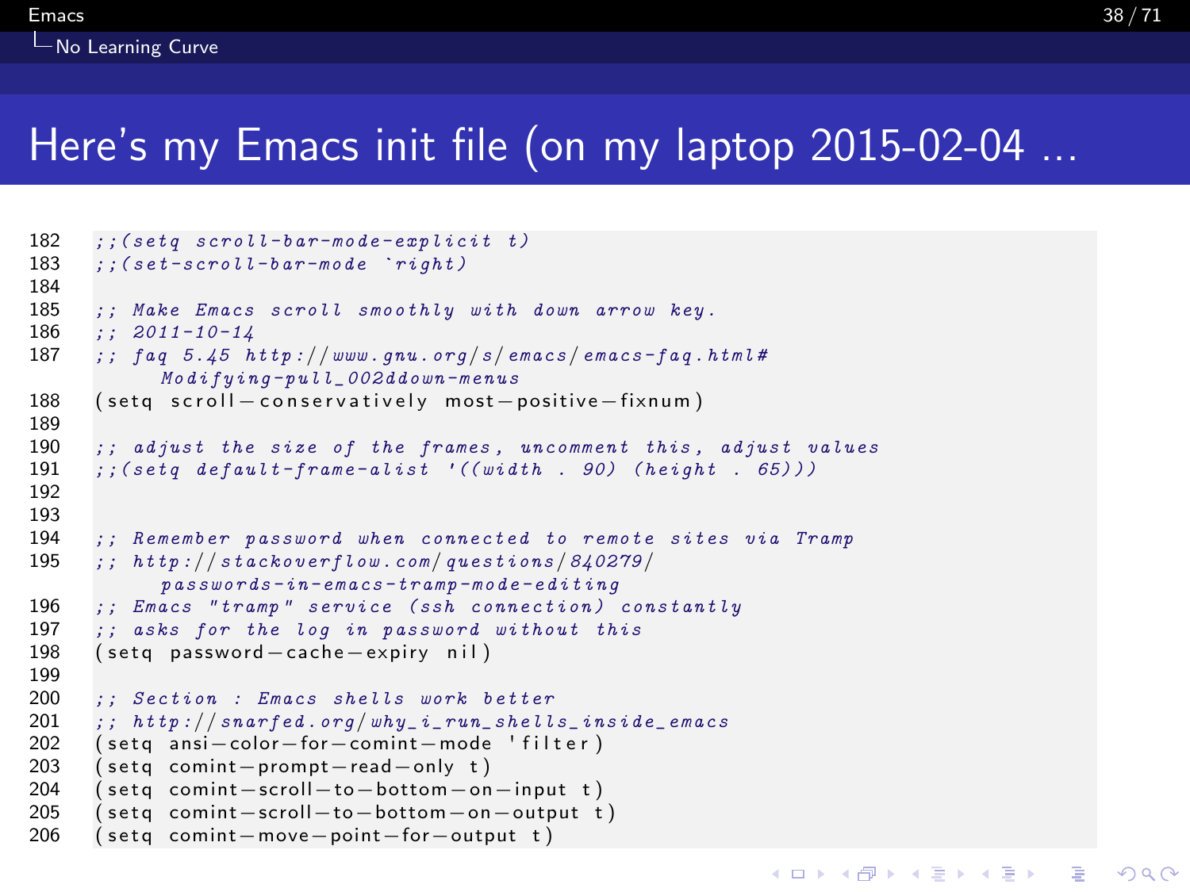# Here's my Emacs init file (on my laptop 2015-02-04 ...

```
182  ;;(setq scroll-bar-mode-explicit t)
183  ;;(set-scroll-bar-mode `right)
184
185  ;; Make Emacs scroll smoothly with down arrow key.
186  ;; 2011-10-14
187  ;; faq 5.45 http://www.gnu.org/s/emacs/emacs-faq.html#
         Modifying-pull_002ddown-menus
188  (setq scroll-conservatively most-positive-fixnum)
189
190  ;; adjust the size of the frames, uncomment this, adjust values
191  ;;(setq default-frame-alist '((width . 90) (height . 65)))
192
193
194  ;; Remember password when connected to remote sites via Tramp
195  ;; http://stackoverflow.com/questions/840279/
         passwords-in-emacs-tramp-mode-editing
196  ;; Emacs "tramp" service (ssh connection) constantly
197  ;; asks for the log in password without this
198  (setq password-cache-expiry nil)
199
200  ;; Section : Emacs shells work better
201  ;; http://snarfed.org/why_i_run_shells_inside_emacs
202  (setq ansi-color-for-comint-mode 'filter)
203  (setq comint-prompt-read-only t)
204  (setq comint-scroll-to-bottom-on-input t)
205  (setq comint-scroll-to-bottom-on-output t)
206  (setq comint-move-point-for-output t)
```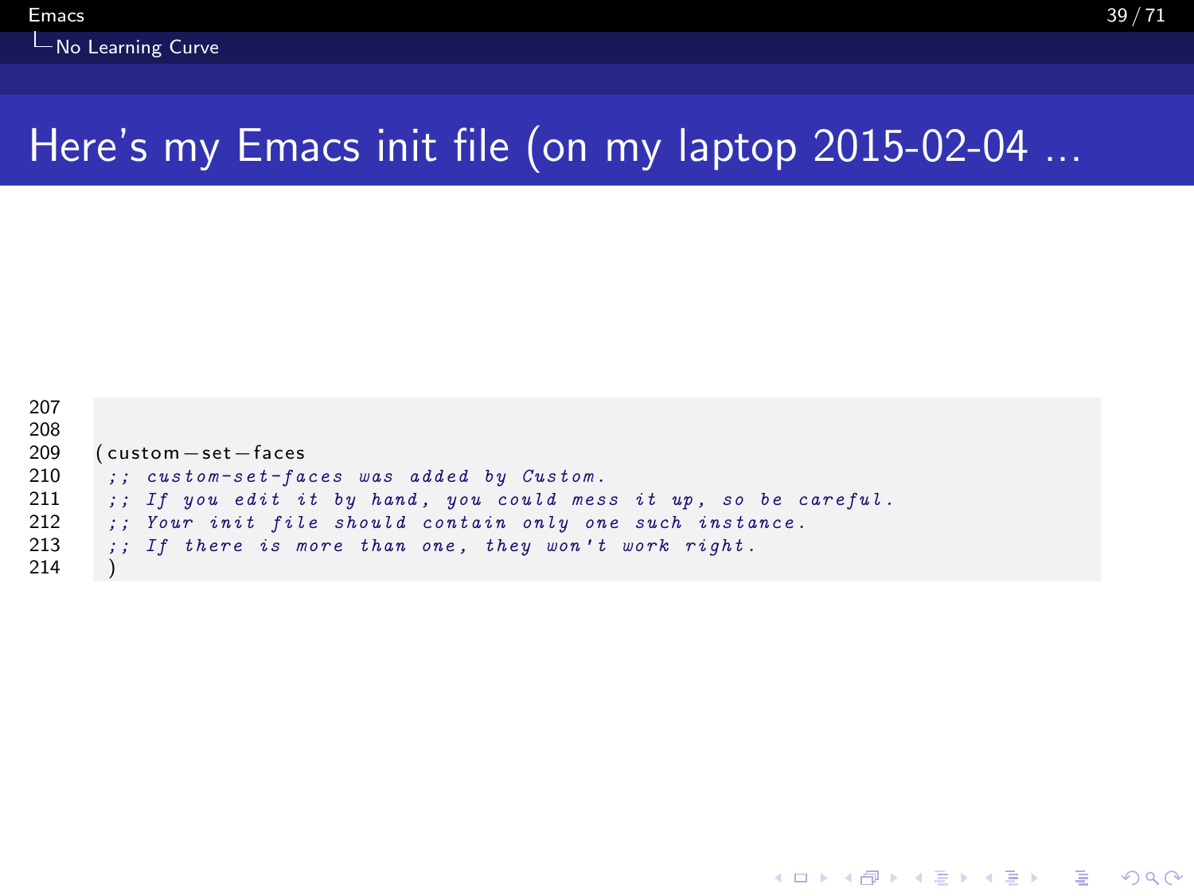# Here's my Emacs init file (on my laptop 2015-02-04 ...

```
207
208
209  (custom-set-faces
210   ;; custom-set-faces was added by Custom.
211   ;; If you edit it by hand, you could mess it up, so be careful.
212   ;; Your init file should contain only one such instance.
213   ;; If there is more than one, they won't work right.
214   )
```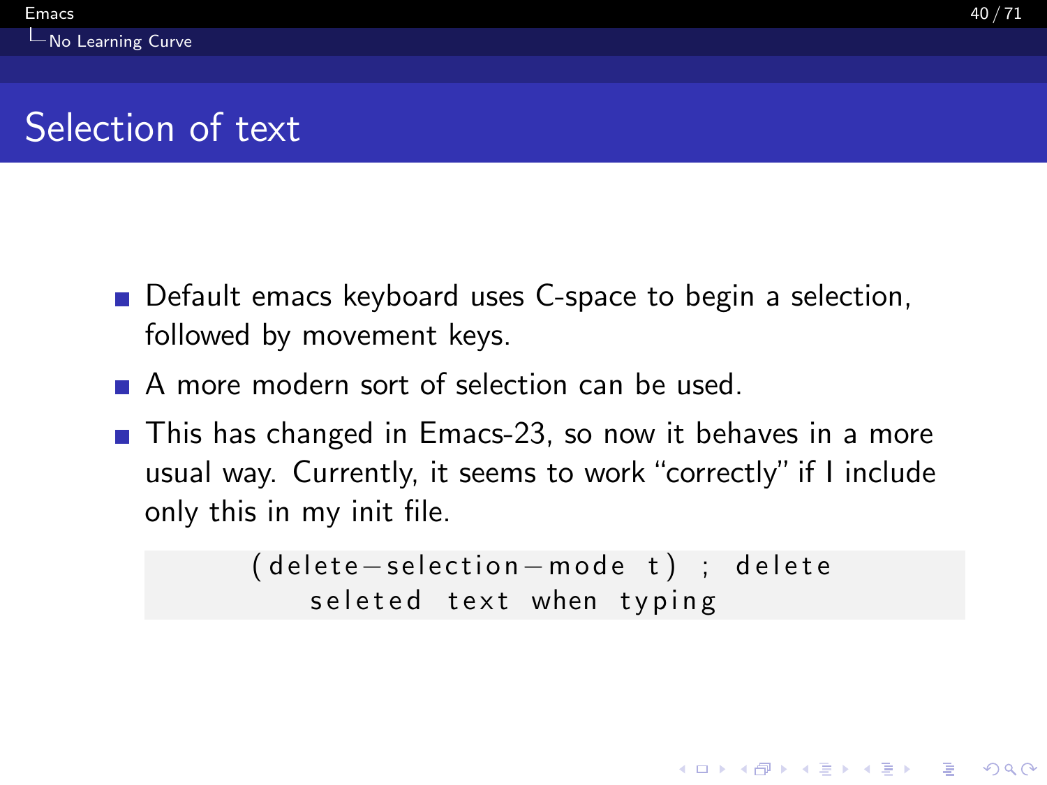## Selection of text

- Default emacs keyboard uses C-space to begin a selection, followed by movement keys.
- A more modern sort of selection can be used.
- This has changed in Emacs-23, so now it behaves in a more usual way. Currently, it seems to work "correctly" if I include only this in my init file.

```
(delete-selection-mode t) ; delete
    seleted text when typing
```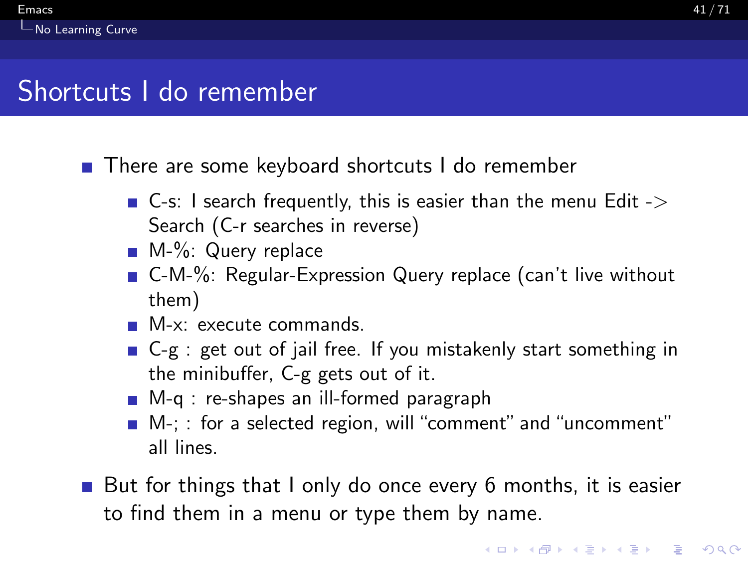## Shortcuts I do remember

- There are some keyboard shortcuts I do remember
  - C-s: I search frequently, this is easier than the menu Edit -> Search (C-r searches in reverse)
  - M-%: Query replace
  - C-M-%: Regular-Expression Query replace (can't live without them)
  - M-x: execute commands.
  - C-g : get out of jail free. If you mistakenly start something in the minibuffer, C-g gets out of it.
  - M-q : re-shapes an ill-formed paragraph
  - M-; : for a selected region, will "comment" and "uncomment" all lines.
- But for things that I only do once every 6 months, it is easier to find them in a menu or type them by name.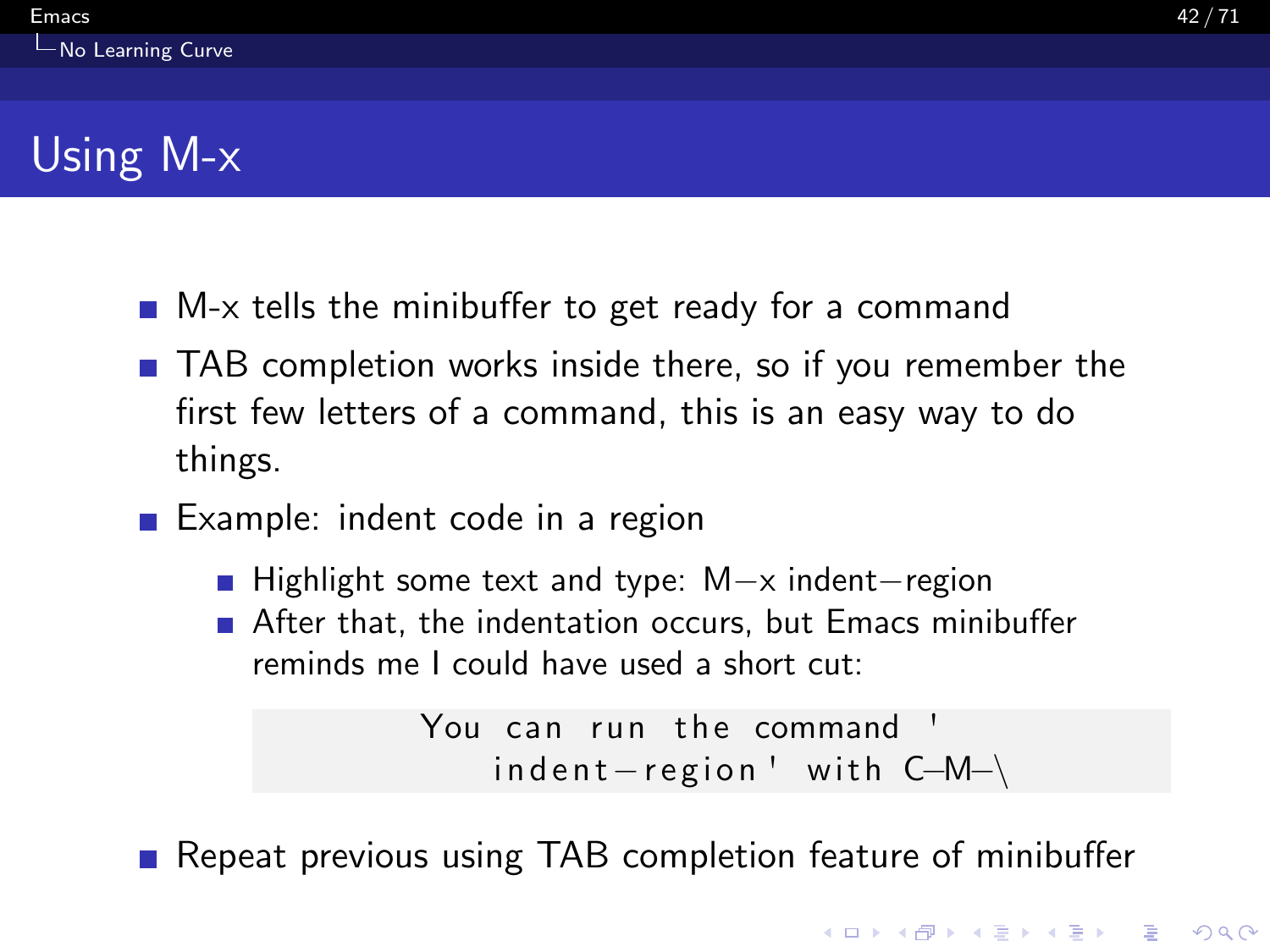# Using M-x

- M-x tells the minibuffer to get ready for a command
- TAB completion works inside there, so if you remember the first few letters of a command, this is an easy way to do things.
- Example: indent code in a region
  - Highlight some text and type: M-x indent-region
  - After that, the indentation occurs, but Emacs minibuffer reminds me I could have used a short cut:

```
You can run the command '
    indent-region' with C-M-\
```

- Repeat previous using TAB completion feature of minibuffer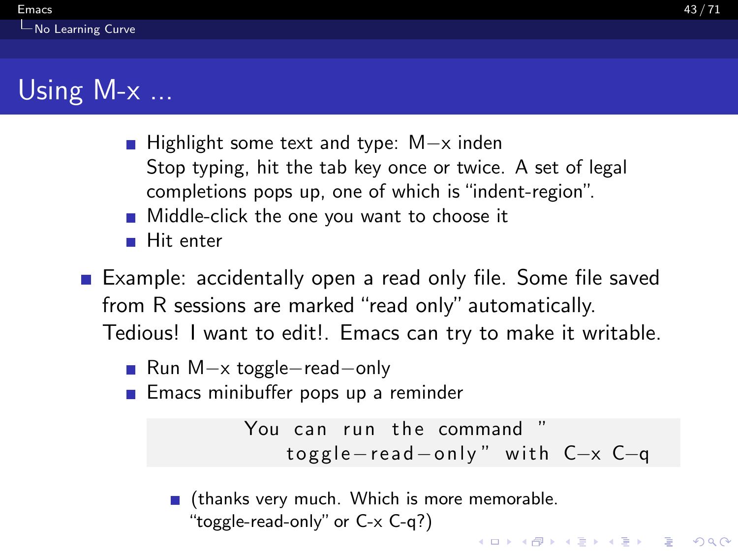# Using M-x ...

  - Highlight some text and type: M−x inden
    Stop typing, hit the tab key once or twice. A set of legal completions pops up, one of which is “indent-region”.
  - Middle-click the one you want to choose it
  - Hit enter

- Example: accidentally open a read only file. Some file saved from R sessions are marked “read only” automatically. Tedious! I want to edit!. Emacs can try to make it writable.
  - Run M−x toggle−read−only
  - Emacs minibuffer pops up a reminder

```
You can run the command "
    toggle-read-only" with C-x C-q
```

    - (thanks very much. Which is more memorable. “toggle-read-only” or C-x C-q?)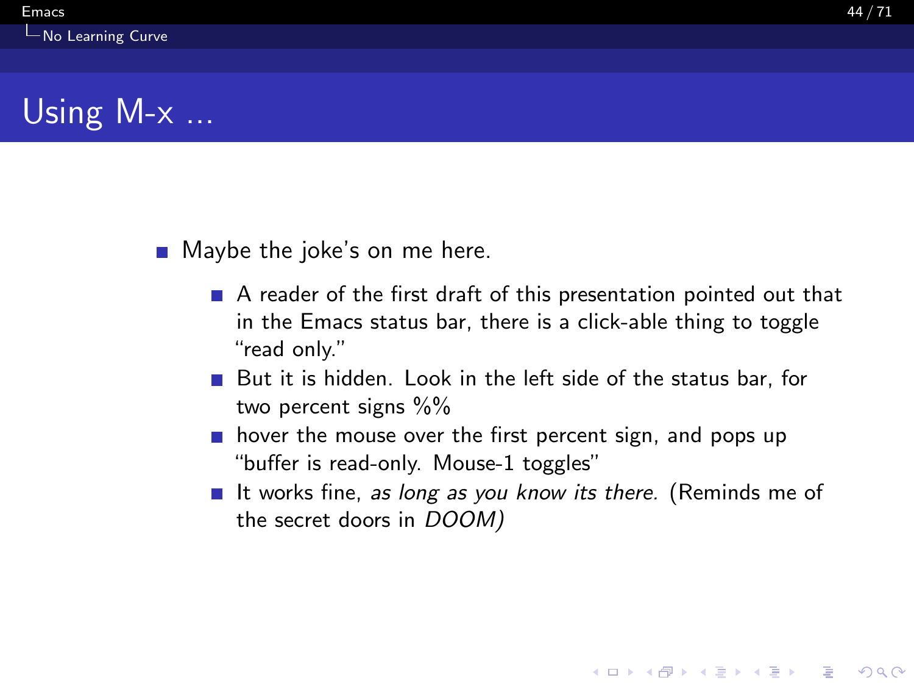# Using M-x ...

- Maybe the joke's on me here.
  - A reader of the first draft of this presentation pointed out that in the Emacs status bar, there is a click-able thing to toggle "read only."
  - But it is hidden. Look in the left side of the status bar, for two percent signs %%
  - hover the mouse over the first percent sign, and pops up "buffer is read-only. Mouse-1 toggles"
  - It works fine, *as long as you know its there.* (Reminds me of the secret doors in *DOOM)*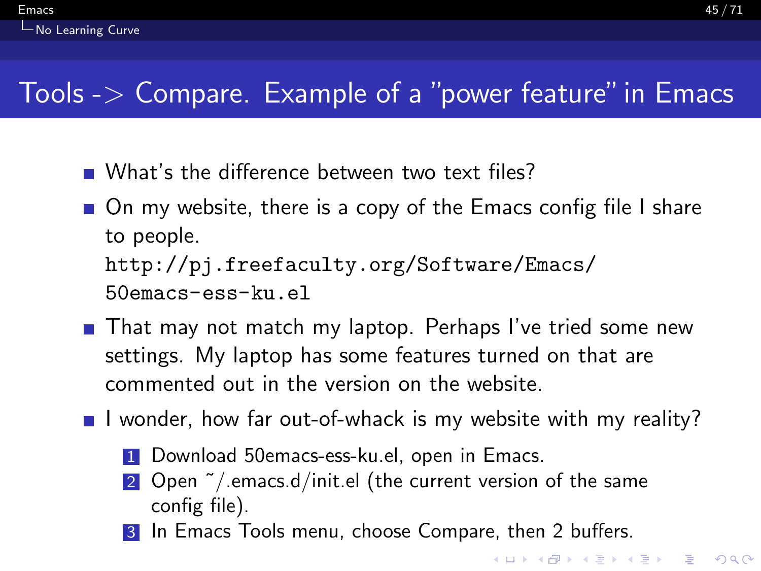# Tools -> Compare. Example of a "power feature" in Emacs

- What's the difference between two text files?
- On my website, there is a copy of the Emacs config file I share to people.
  `http://pj.freefaculty.org/Software/Emacs/50emacs-ess-ku.el`
- That may not match my laptop. Perhaps I've tried some new settings. My laptop has some features turned on that are commented out in the version on the website.
- I wonder, how far out-of-whack is my website with my reality?
  1. Download 50emacs-ess-ku.el, open in Emacs.
  2. Open ~/.emacs.d/init.el (the current version of the same config file).
  3. In Emacs Tools menu, choose Compare, then 2 buffers.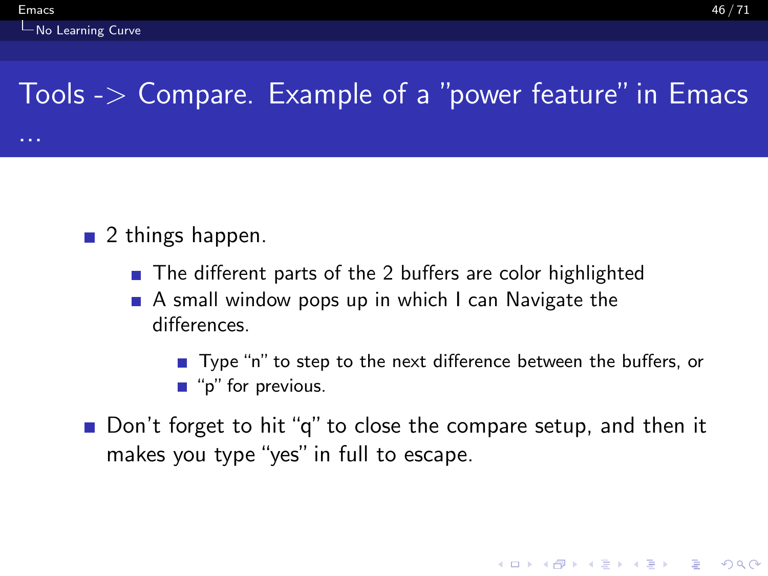# Tools -> Compare. Example of a "power feature" in Emacs ...

- 2 things happen.
  - The different parts of the 2 buffers are color highlighted
  - A small window pops up in which I can Navigate the differences.
    - Type "n" to step to the next difference between the buffers, or
    - "p" for previous.
- Don't forget to hit "q" to close the compare setup, and then it makes you type "yes" in full to escape.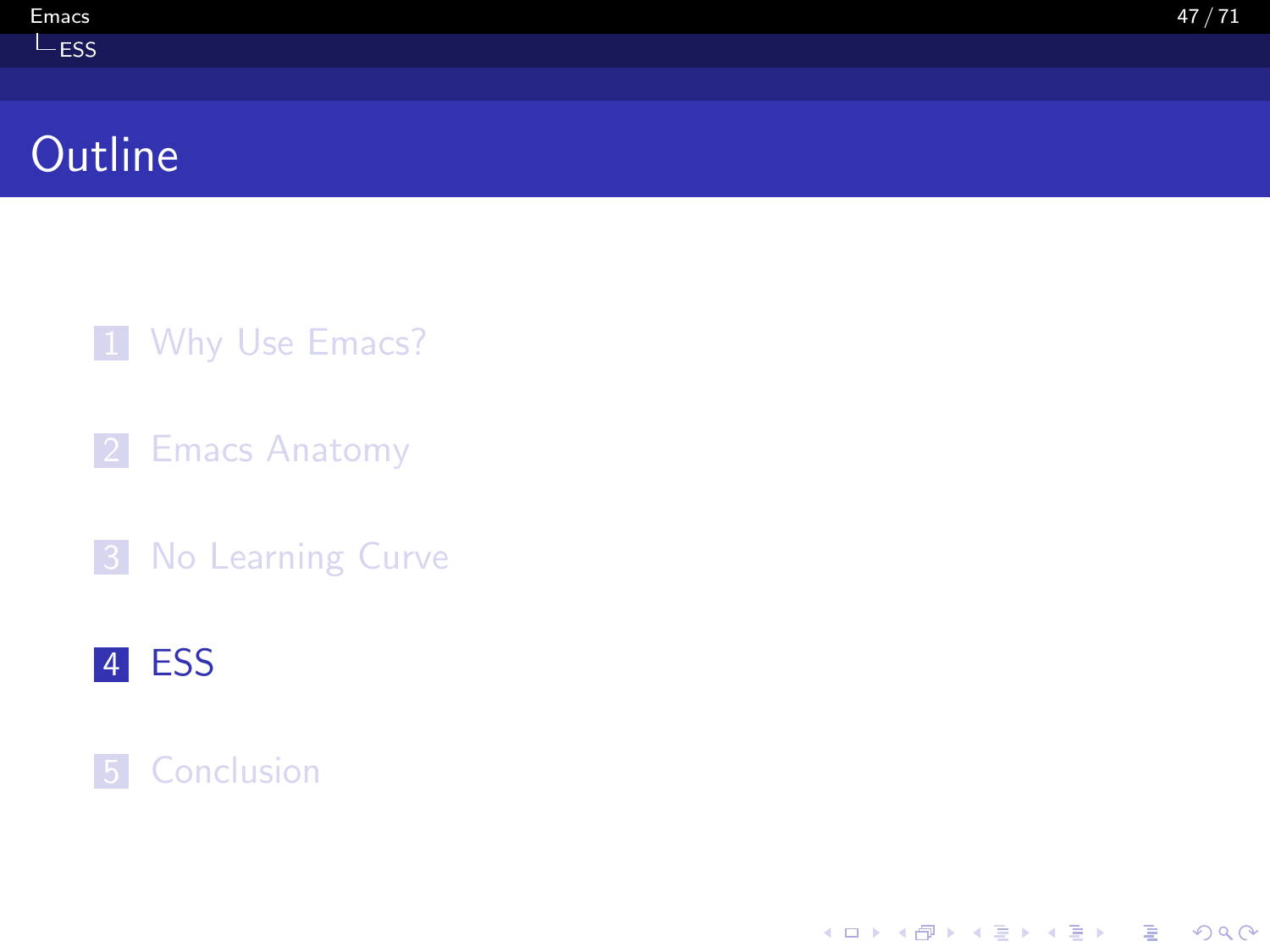# Outline

1. Why Use Emacs?
2. Emacs Anatomy
3. No Learning Curve
4. **ESS**
5. Conclusion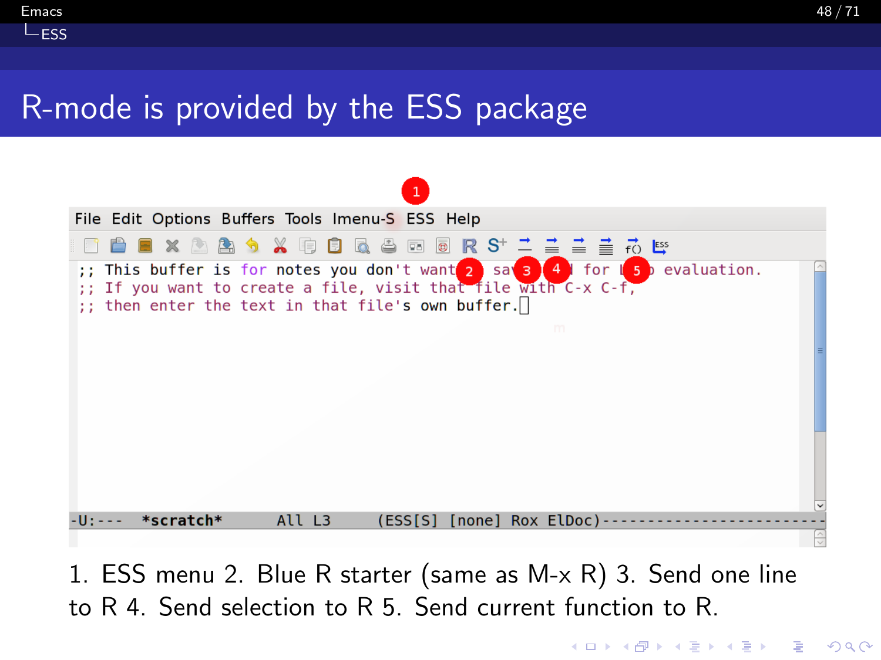# R-mode is provided by the ESS package

1. ESS menu 2. Blue R starter (same as M-x R) 3. Send one line to R 4. Send selection to R 5. Send current function to R.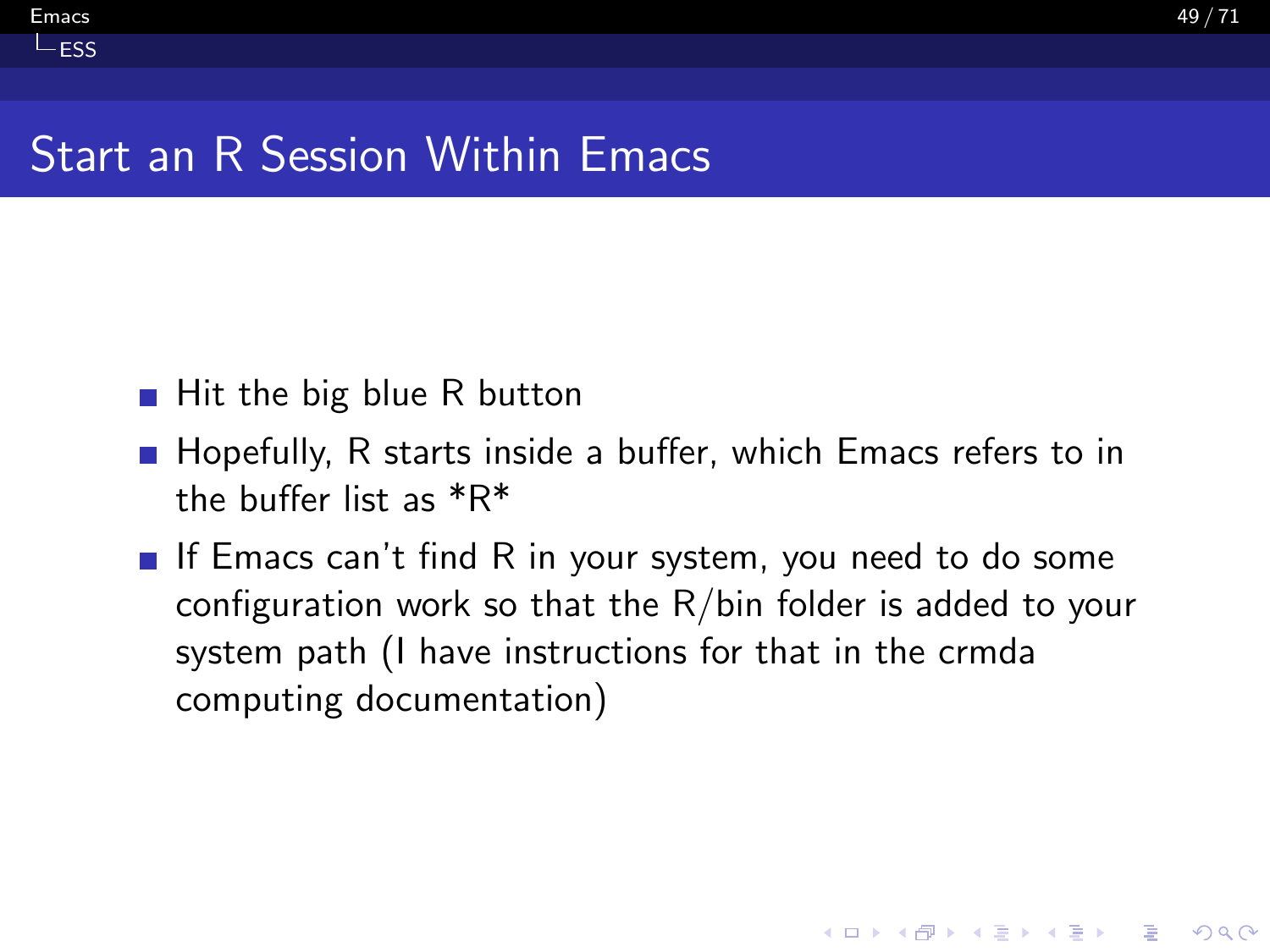# Start an R Session Within Emacs

- Hit the big blue R button
- Hopefully, R starts inside a buffer, which Emacs refers to in the buffer list as *R*
- If Emacs can't find R in your system, you need to do some configuration work so that the R/bin folder is added to your system path (I have instructions for that in the crmda computing documentation)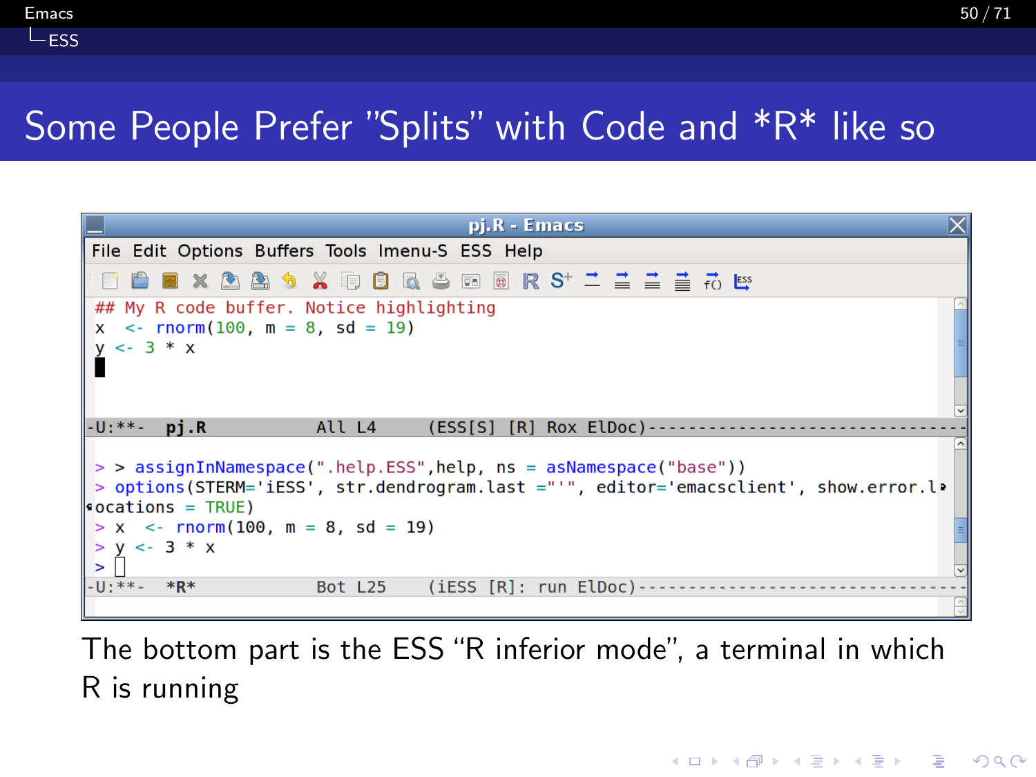# Some People Prefer "Splits" with Code and *R* like so

```
## My R code buffer. Notice highlighting
x  <- rnorm(100, m = 8, sd = 19)
y <- 3 * x

-U:**-  pj.R          All L4     (ESS[S] [R] Rox ElDoc)----------------------

> > assignInNamespace(".help.ESS",help, ns = asNamespace("base"))
> options(STERM='iESS', str.dendrogram.last ="'", editor='emacsclient', show.error.locations = TRUE)
> x  <- rnorm(100, m = 8, sd = 19)
> y <- 3 * x
> 
-U:**-  *R*           Bot L25    (iESS [R]: run ElDoc)-----------------------
```

The bottom part is the ESS "R inferior mode", a terminal in which R is running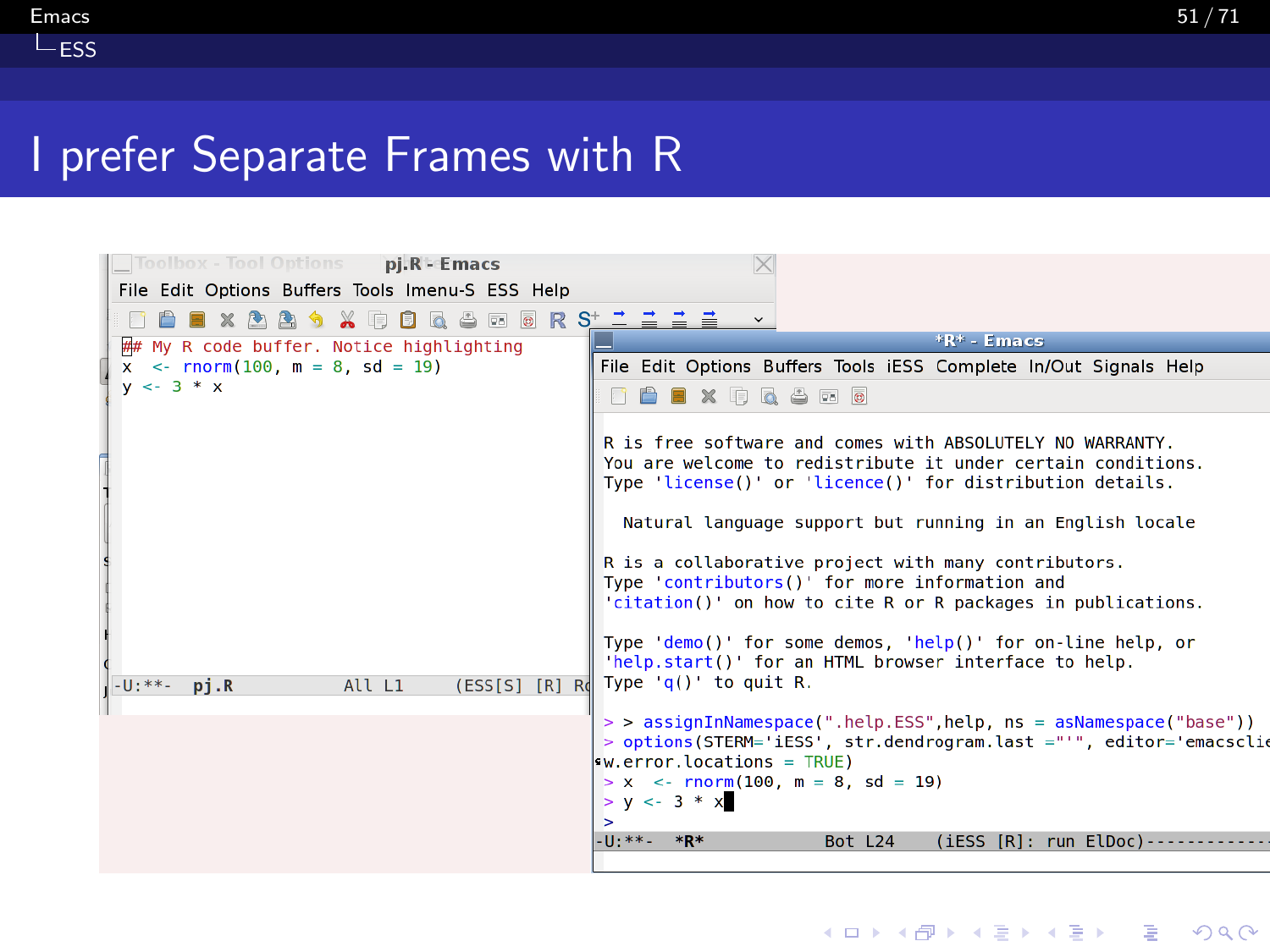# I prefer Separate Frames with R

pj.R - Emacs

File Edit Options Buffers Tools Imenu-S ESS Help

```
## My R code buffer. Notice highlighting
x  <- rnorm(100, m = 8, sd = 19)
y <- 3 * x
```

-U:**-  pj.R  All L1  (ESS[S] [R] R

\*R\* - Emacs

File Edit Options Buffers Tools iESS Complete In/Out Signals Help

```
R is free software and comes with ABSOLUTELY NO WARRANTY.
You are welcome to redistribute it under certain conditions.
Type 'license()' or 'licence()' for distribution details.

  Natural language support but running in an English locale

R is a collaborative project with many contributors.
Type 'contributors()' for more information and
'citation()' on how to cite R or R packages in publications.

Type 'demo()' for some demos, 'help()' for on-line help, or
'help.start()' for an HTML browser interface to help.
Type 'q()' to quit R.

> > assignInNamespace(".help.ESS",help, ns = asNamespace("base"))
> options(STERM='iESS', str.dendrogram.last ="'", editor='emacsclie
w.error.locations = TRUE)
> x  <- rnorm(100, m = 8, sd = 19)
> y <- 3 * x
>
```

-U:**-  \*R\*  Bot L24  (iESS [R]: run ElDoc)------------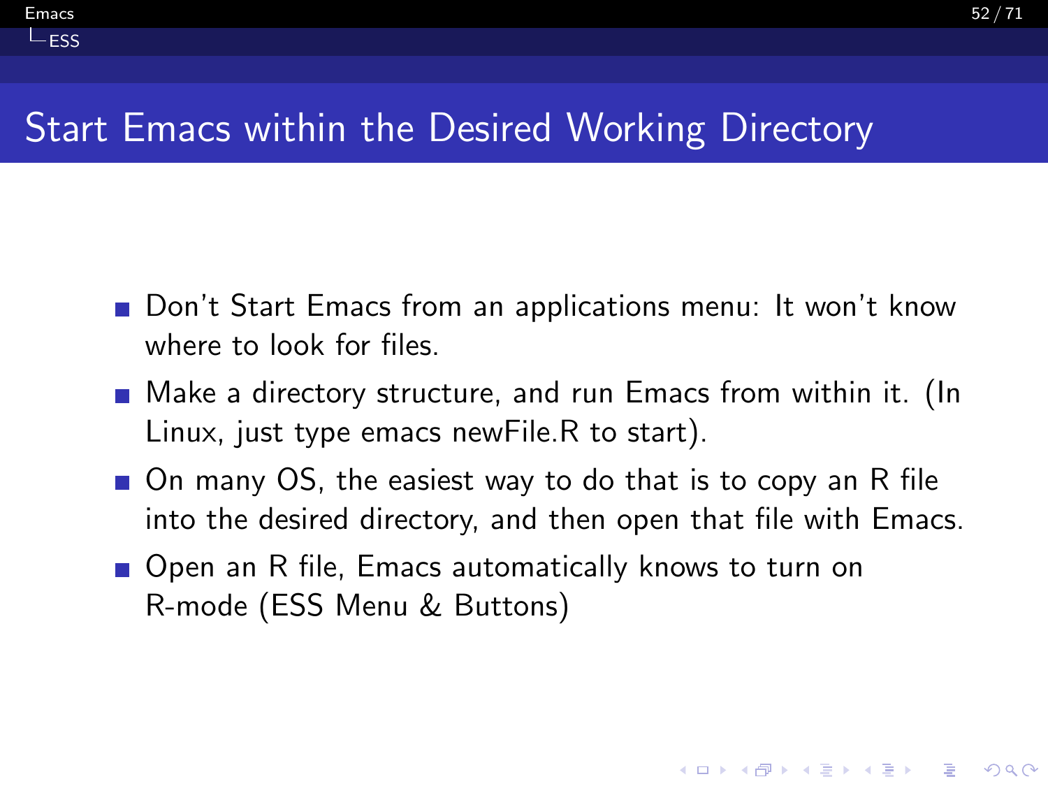# Start Emacs within the Desired Working Directory

- Don't Start Emacs from an applications menu: It won't know where to look for files.
- Make a directory structure, and run Emacs from within it. (In Linux, just type emacs newFile.R to start).
- On many OS, the easiest way to do that is to copy an R file into the desired directory, and then open that file with Emacs.
- Open an R file, Emacs automatically knows to turn on R-mode (ESS Menu & Buttons)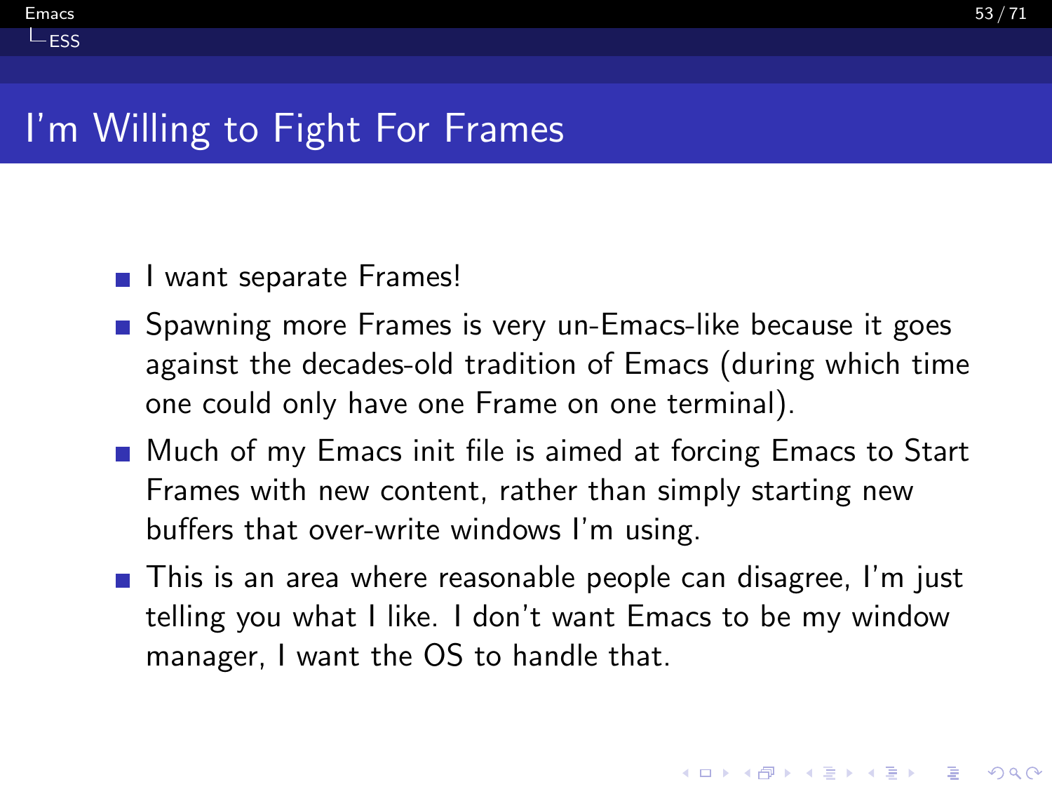# I'm Willing to Fight For Frames

- I want separate Frames!
- Spawning more Frames is very un-Emacs-like because it goes against the decades-old tradition of Emacs (during which time one could only have one Frame on one terminal).
- Much of my Emacs init file is aimed at forcing Emacs to Start Frames with new content, rather than simply starting new buffers that over-write windows I'm using.
- This is an area where reasonable people can disagree, I'm just telling you what I like. I don't want Emacs to be my window manager, I want the OS to handle that.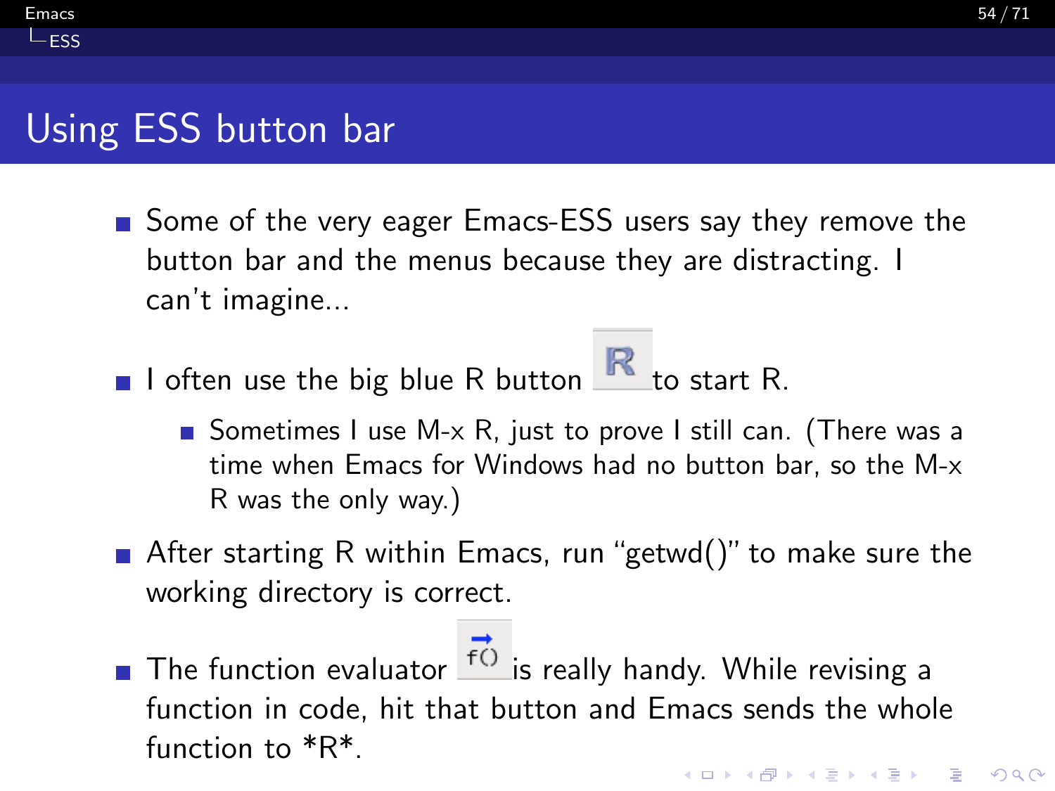## Using ESS button bar

- Some of the very eager Emacs-ESS users say they remove the button bar and the menus because they are distracting. I can't imagine...
- I often use the big blue R button to start R.
  - Sometimes I use M-x R, just to prove I still can. (There was a time when Emacs for Windows had no button bar, so the M-x R was the only way.)
- After starting R within Emacs, run "getwd()" to make sure the working directory is correct.
- The function evaluator is really handy. While revising a function in code, hit that button and Emacs sends the whole function to *R*.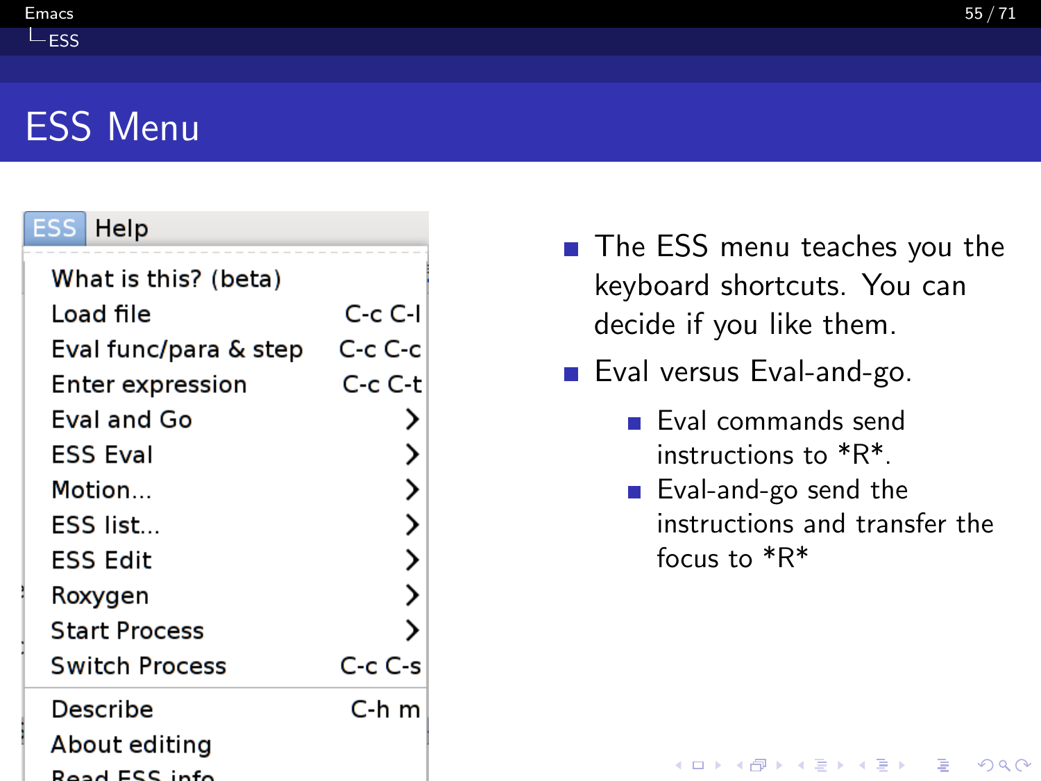# ESS Menu

| ESS | Help |
|---|---|
| What is this? (beta) | |
| Load file | C-c C-l |
| Eval func/para & step | C-c C-c |
| Enter expression | C-c C-t |
| Eval and Go | > |
| ESS Eval | > |
| Motion... | > |
| ESS list... | > |
| ESS Edit | > |
| Roxygen | > |
| Start Process | > |
| Switch Process | C-c C-s |
| Describe | C-h m |
| About editing | |
| Read ESS info | |

- The ESS menu teaches you the keyboard shortcuts. You can decide if you like them.
- Eval versus Eval-and-go.
  - Eval commands send instructions to *R*.
  - Eval-and-go send the instructions and transfer the focus to *R*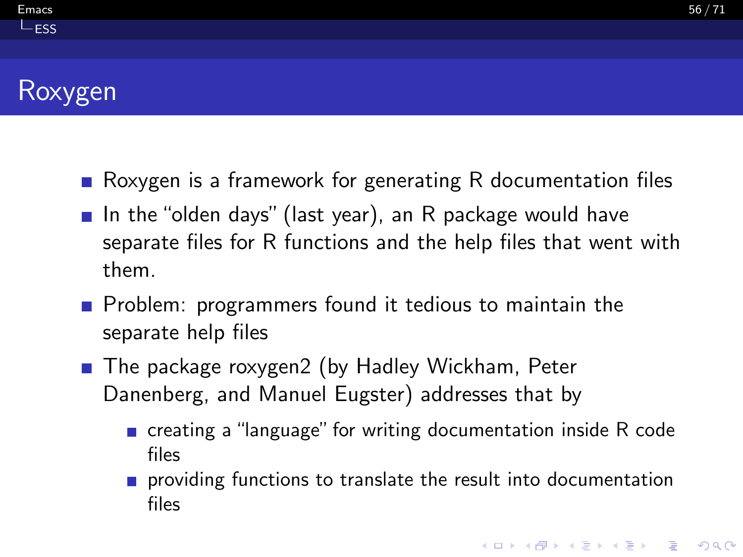# Roxygen

- Roxygen is a framework for generating R documentation files
- In the "olden days" (last year), an R package would have separate files for R functions and the help files that went with them.
- Problem: programmers found it tedious to maintain the separate help files
- The package roxygen2 (by Hadley Wickham, Peter Danenberg, and Manuel Eugster) addresses that by
  - creating a "language" for writing documentation inside R code files
  - providing functions to translate the result into documentation files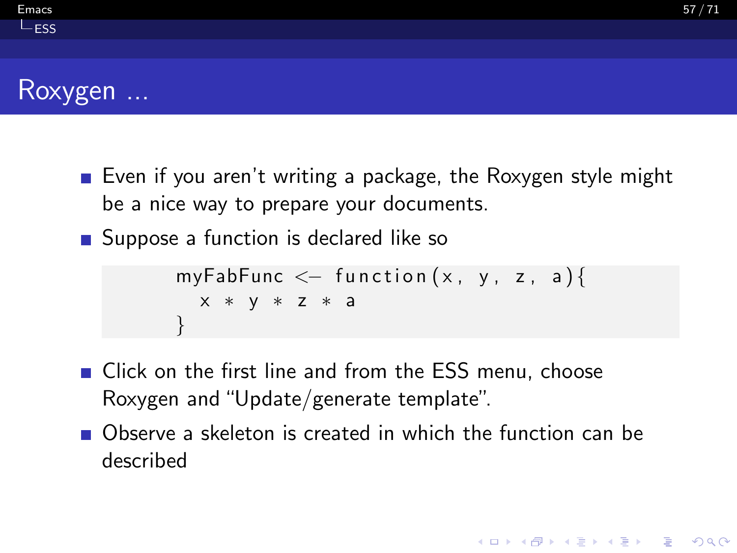# Roxygen ...

- Even if you aren't writing a package, the Roxygen style might be a nice way to prepare your documents.
- Suppose a function is declared like so

```
myFabFunc <- function(x, y, z, a){
  x * y * z * a
}
```

- Click on the first line and from the ESS menu, choose Roxygen and "Update/generate template".
- Observe a skeleton is created in which the function can be described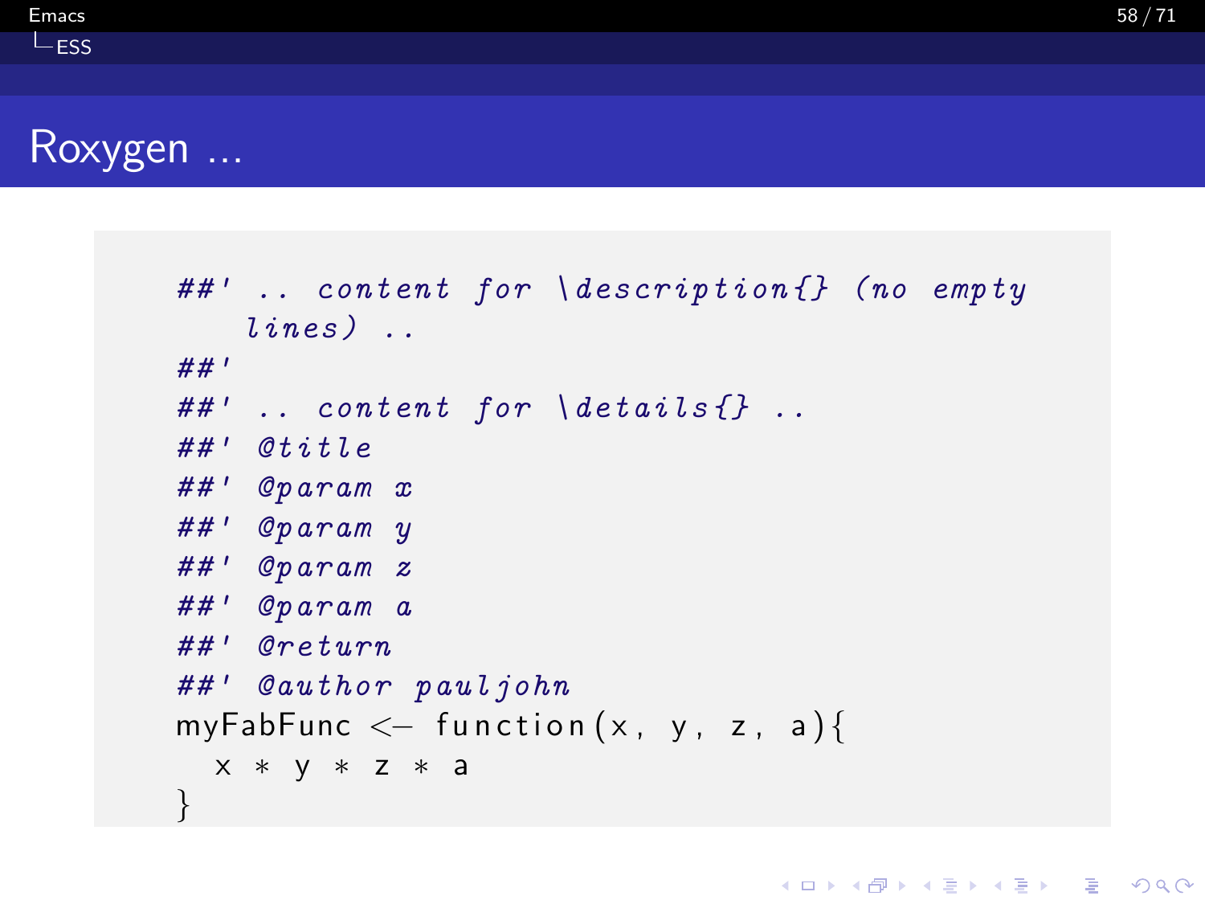# Roxygen ...

```
##' .. content for \description{} (no empty
    lines) ..
##'
##' .. content for \details{} ..
##' @title
##' @param x
##' @param y
##' @param z
##' @param a
##' @return
##' @author pauljohn
myFabFunc <- function(x, y, z, a){
  x * y * z * a
}
```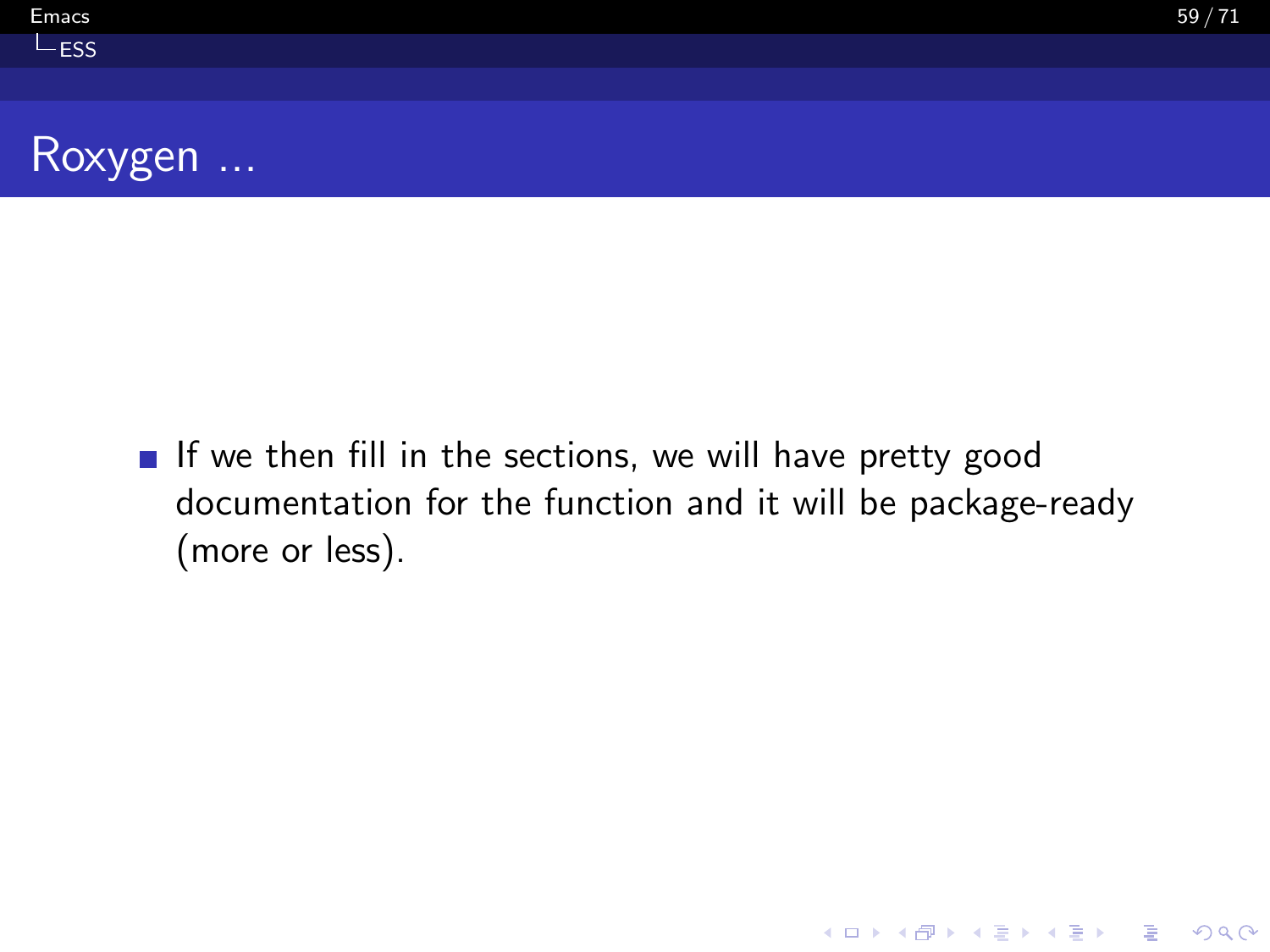# Roxygen ...

- If we then fill in the sections, we will have pretty good documentation for the function and it will be package-ready (more or less).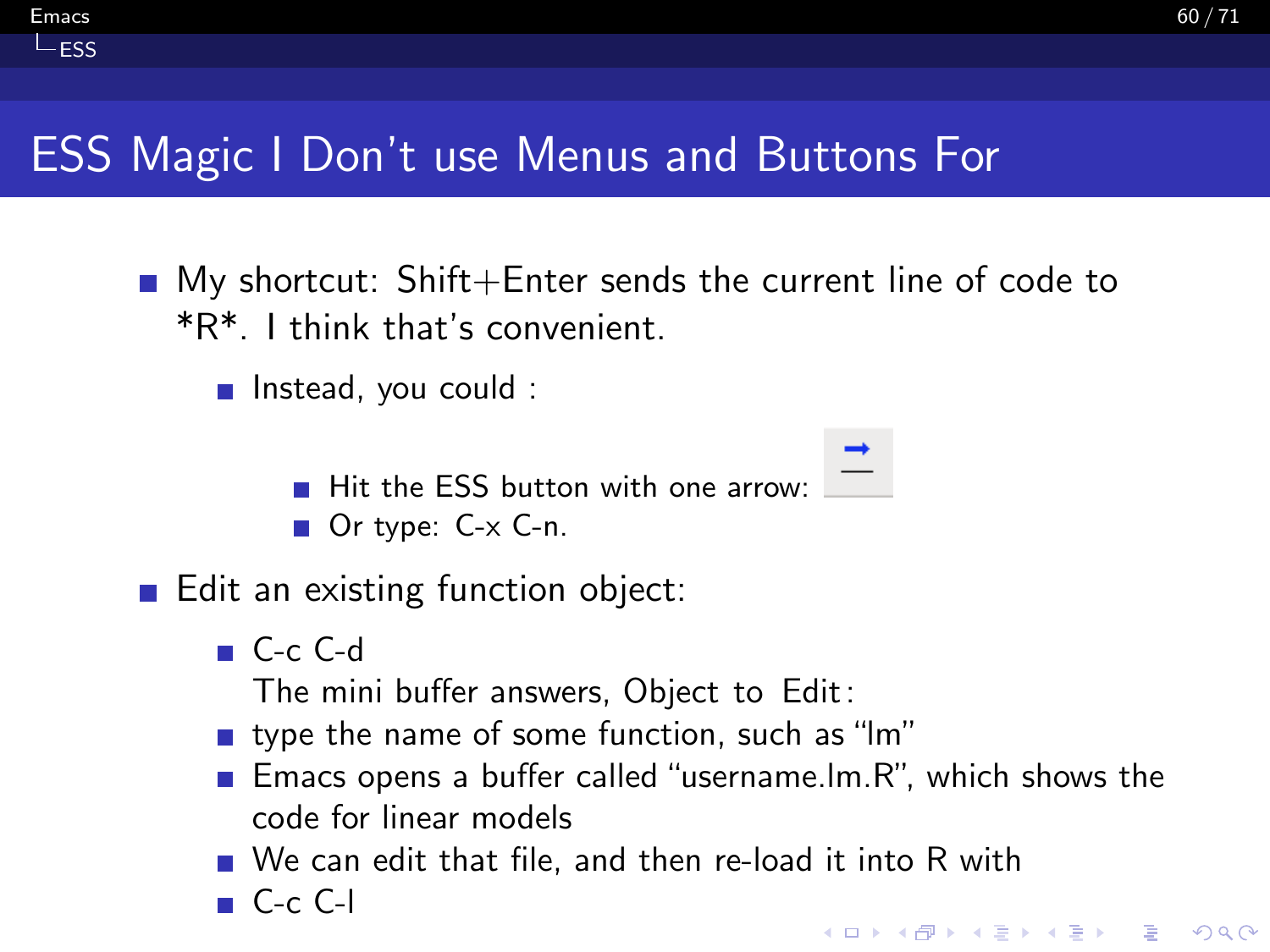# ESS Magic I Don't use Menus and Buttons For

- My shortcut: Shift+Enter sends the current line of code to *R*. I think that's convenient.
  - Instead, you could :
    - Hit the ESS button with one arrow:
    - Or type: C-x C-n.
- Edit an existing function object:
  - C-c C-d
    The mini buffer answers, Object to Edit:
  - type the name of some function, such as "lm"
  - Emacs opens a buffer called "username.lm.R", which shows the code for linear models
  - We can edit that file, and then re-load it into R with
  - C-c C-l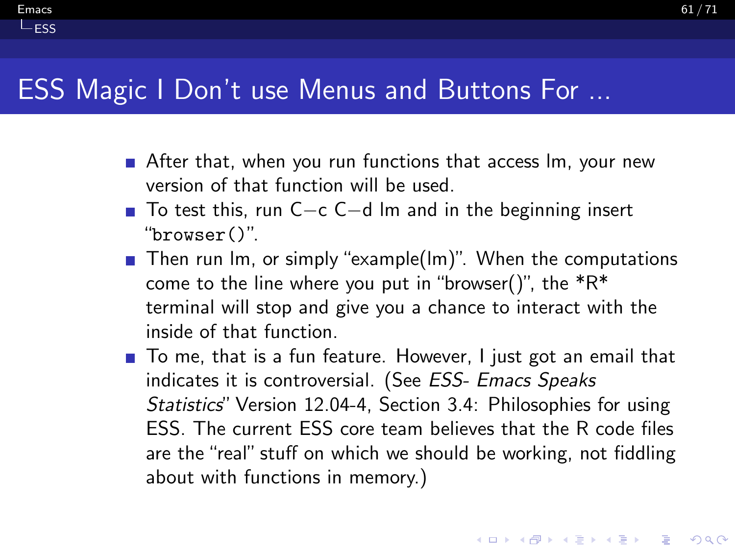# ESS Magic I Don't use Menus and Buttons For ...

- After that, when you run functions that access lm, your new version of that function will be used.
- To test this, run C−c C−d lm and in the beginning insert "`browser()`".
- Then run lm, or simply "example(lm)". When the computations come to the line where you put in "browser()", the *R* terminal will stop and give you a chance to interact with the inside of that function.
- To me, that is a fun feature. However, I just got an email that indicates it is controversial. (See *ESS- Emacs Speaks Statistics*" Version 12.04-4, Section 3.4: Philosophies for using ESS. The current ESS core team believes that the R code files are the "real" stuff on which we should be working, not fiddling about with functions in memory.)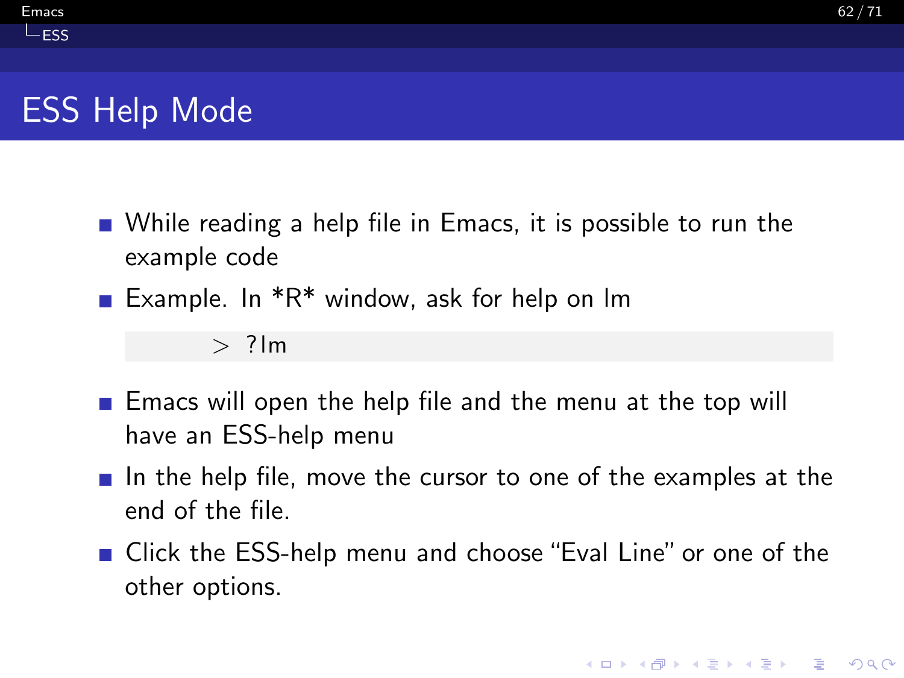## ESS Help Mode

- While reading a help file in Emacs, it is possible to run the example code
- Example. In *R* window, ask for help on lm

```
> ?lm
```

- Emacs will open the help file and the menu at the top will have an ESS-help menu
- In the help file, move the cursor to one of the examples at the end of the file.
- Click the ESS-help menu and choose "Eval Line" or one of the other options.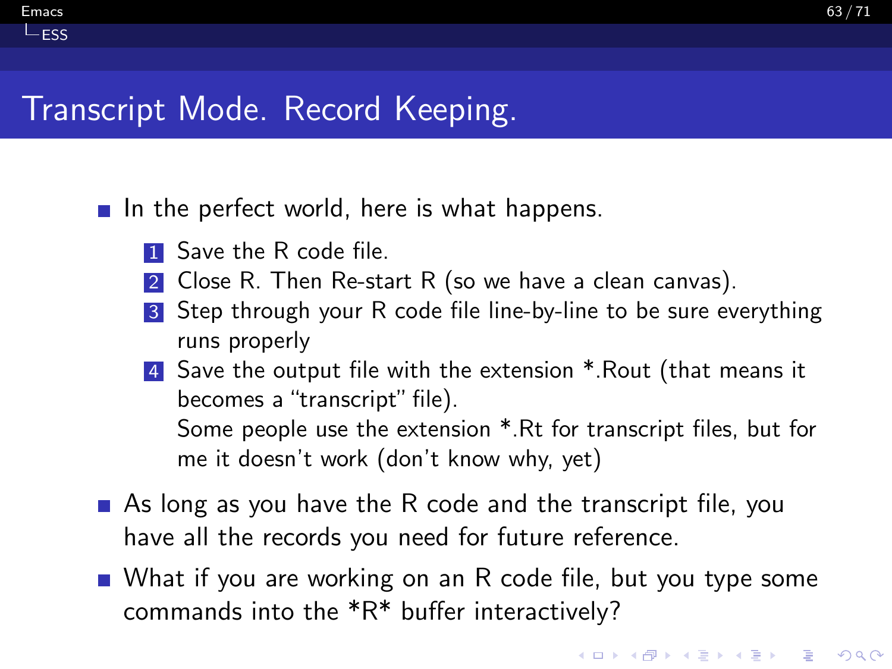# Transcript Mode. Record Keeping.

- In the perfect world, here is what happens.
  1. Save the R code file.
  2. Close R. Then Re-start R (so we have a clean canvas).
  3. Step through your R code file line-by-line to be sure everything runs properly
  4. Save the output file with the extension *.Rout (that means it becomes a "transcript" file).
     Some people use the extension *.Rt for transcript files, but for me it doesn't work (don't know why, yet)
- As long as you have the R code and the transcript file, you have all the records you need for future reference.
- What if you are working on an R code file, but you type some commands into the *R* buffer interactively?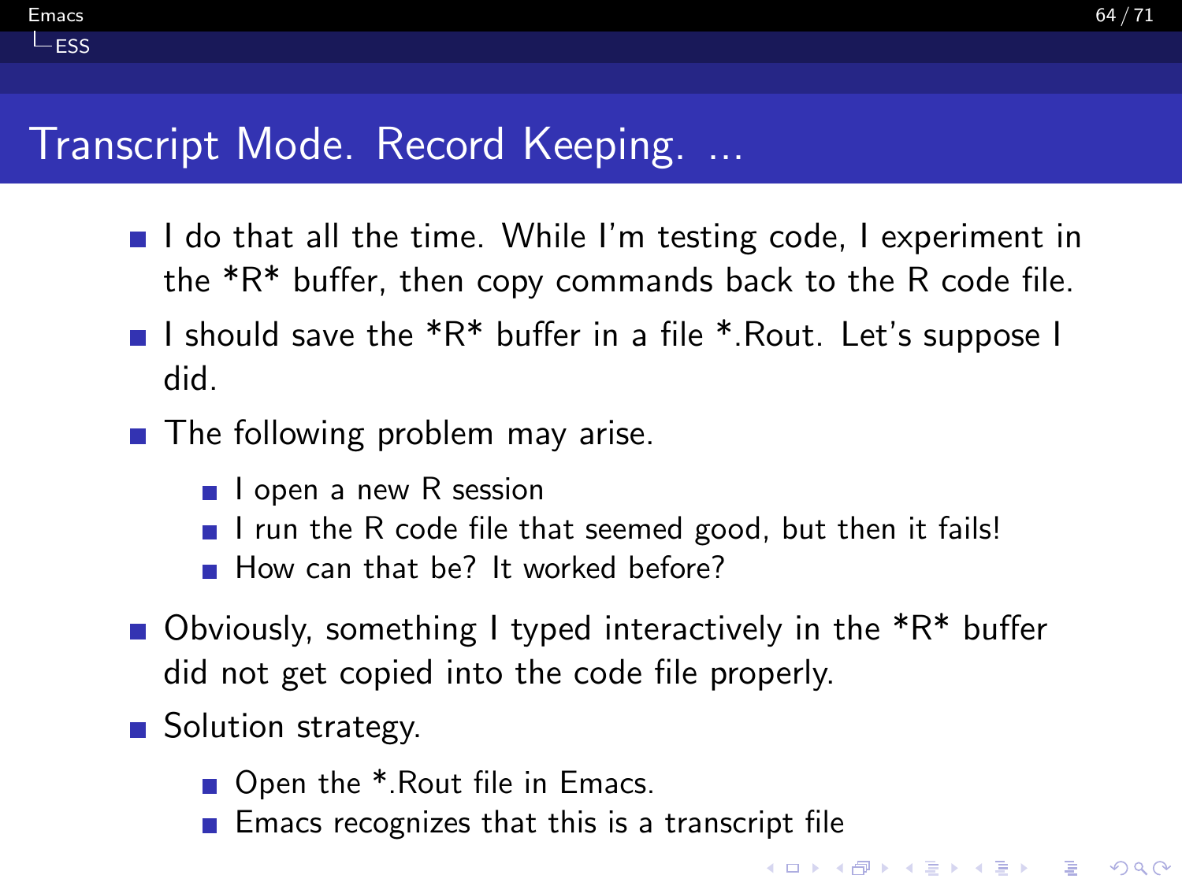# Transcript Mode. Record Keeping. ...

- I do that all the time. While I'm testing code, I experiment in the *R* buffer, then copy commands back to the R code file.
- I should save the *R* buffer in a file *.Rout. Let's suppose I did.
- The following problem may arise.
  - I open a new R session
  - I run the R code file that seemed good, but then it fails!
  - How can that be? It worked before?
- Obviously, something I typed interactively in the *R* buffer did not get copied into the code file properly.
- Solution strategy.
  - Open the *.Rout file in Emacs.
  - Emacs recognizes that this is a transcript file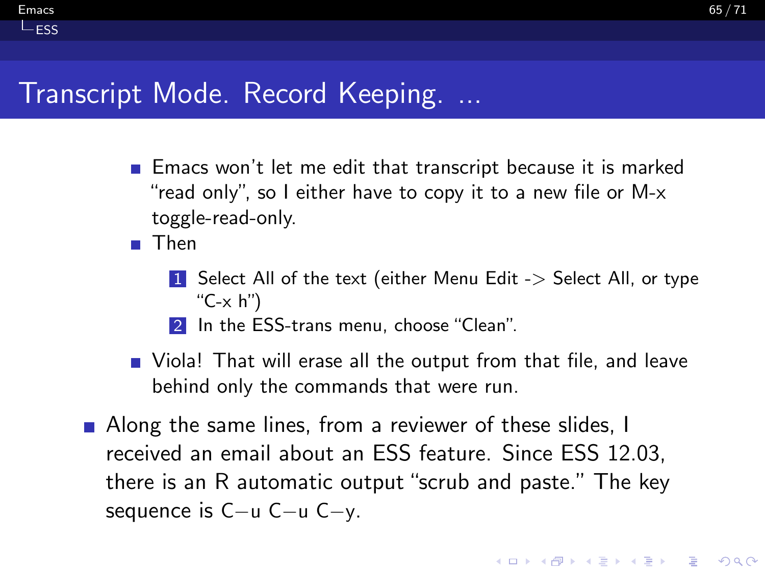## Transcript Mode. Record Keeping. ...

- Emacs won't let me edit that transcript because it is marked "read only", so I either have to copy it to a new file or M-x toggle-read-only.
- Then
  1. Select All of the text (either Menu Edit -> Select All, or type "C-x h")
  2. In the ESS-trans menu, choose "Clean".
- Viola! That will erase all the output from that file, and leave behind only the commands that were run.

- Along the same lines, from a reviewer of these slides, I received an email about an ESS feature. Since ESS 12.03, there is an R automatic output "scrub and paste." The key sequence is C−u C−u C−y.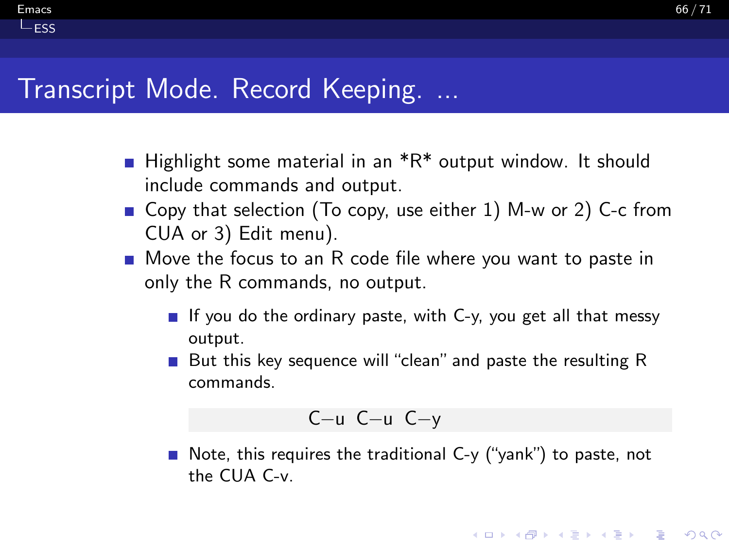# Transcript Mode. Record Keeping. ...

- Highlight some material in an *R* output window. It should include commands and output.
- Copy that selection (To copy, use either 1) M-w or 2) C-c from CUA or 3) Edit menu).
- Move the focus to an R code file where you want to paste in only the R commands, no output.
  - If you do the ordinary paste, with C-y, you get all that messy output.
  - But this key sequence will "clean" and paste the resulting R commands.

    ```
    C-u C-u C-y
    ```

  - Note, this requires the traditional C-y ("yank") to paste, not the CUA C-v.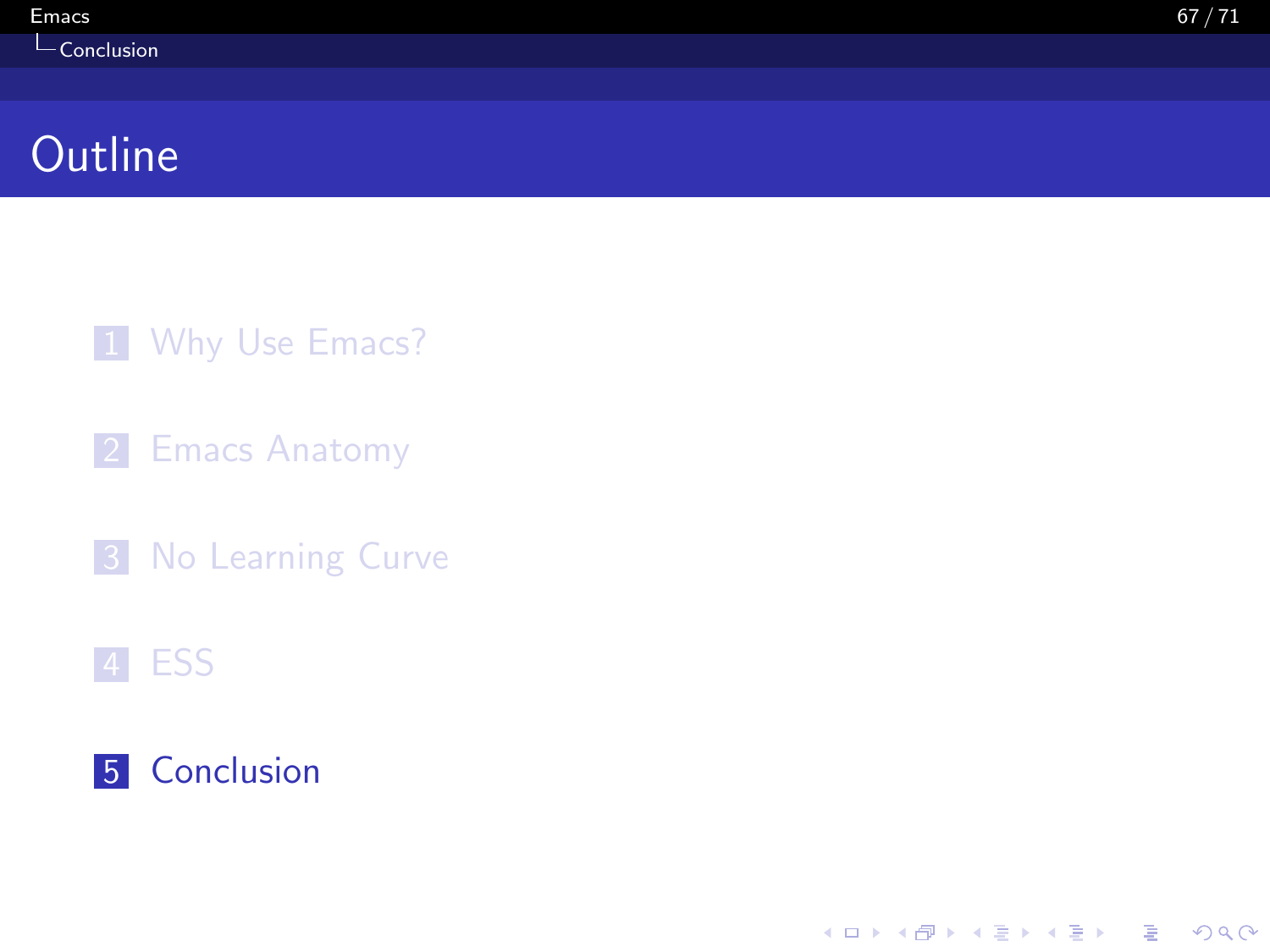# Outline

1. Why Use Emacs?
2. Emacs Anatomy
3. No Learning Curve
4. ESS
5. Conclusion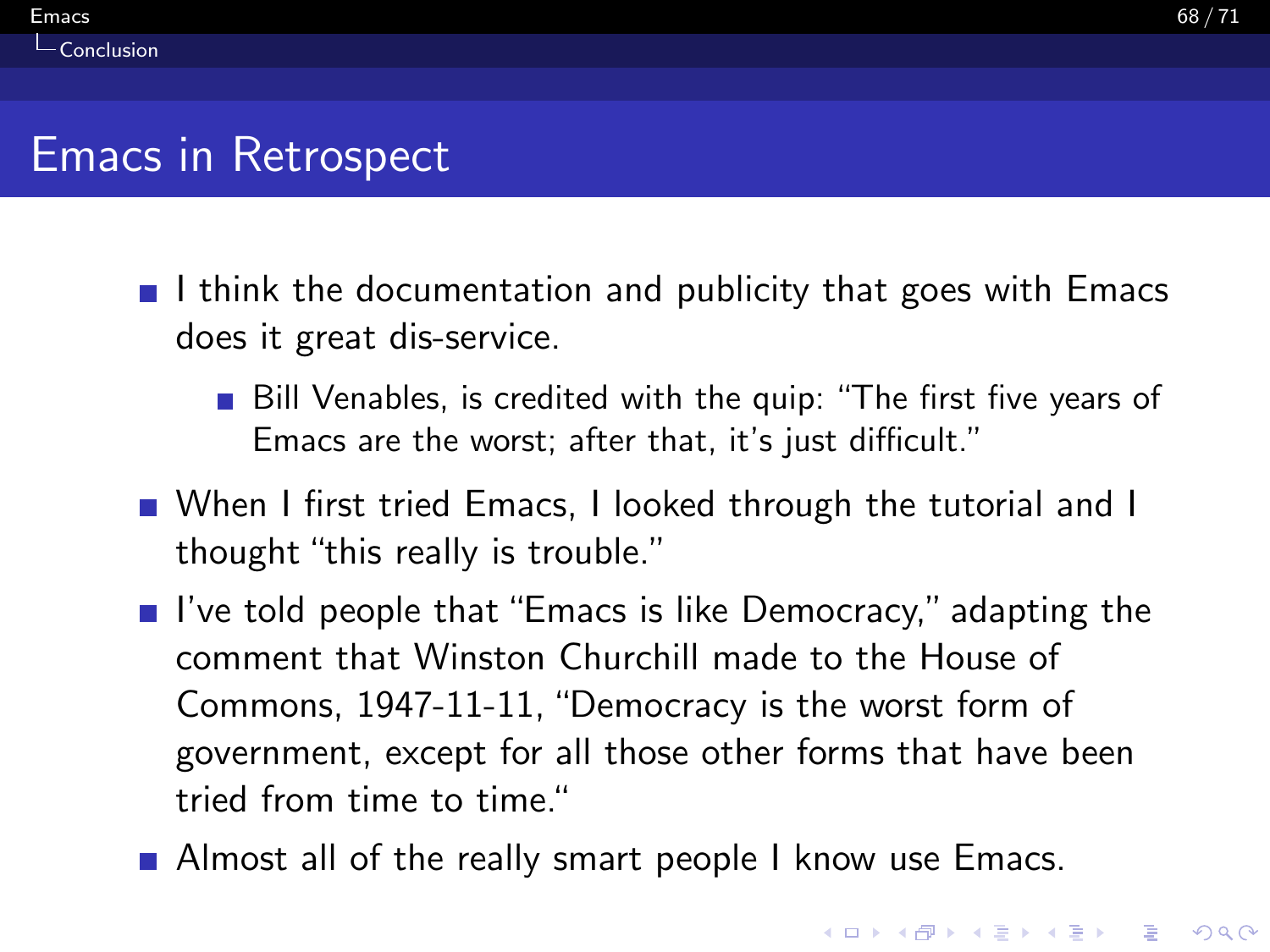# Emacs in Retrospect

- I think the documentation and publicity that goes with Emacs does it great dis-service.
  - Bill Venables, is credited with the quip: "The first five years of Emacs are the worst; after that, it's just difficult."
- When I first tried Emacs, I looked through the tutorial and I thought "this really is trouble."
- I've told people that "Emacs is like Democracy," adapting the comment that Winston Churchill made to the House of Commons, 1947-11-11, "Democracy is the worst form of government, except for all those other forms that have been tried from time to time."
- Almost all of the really smart people I know use Emacs.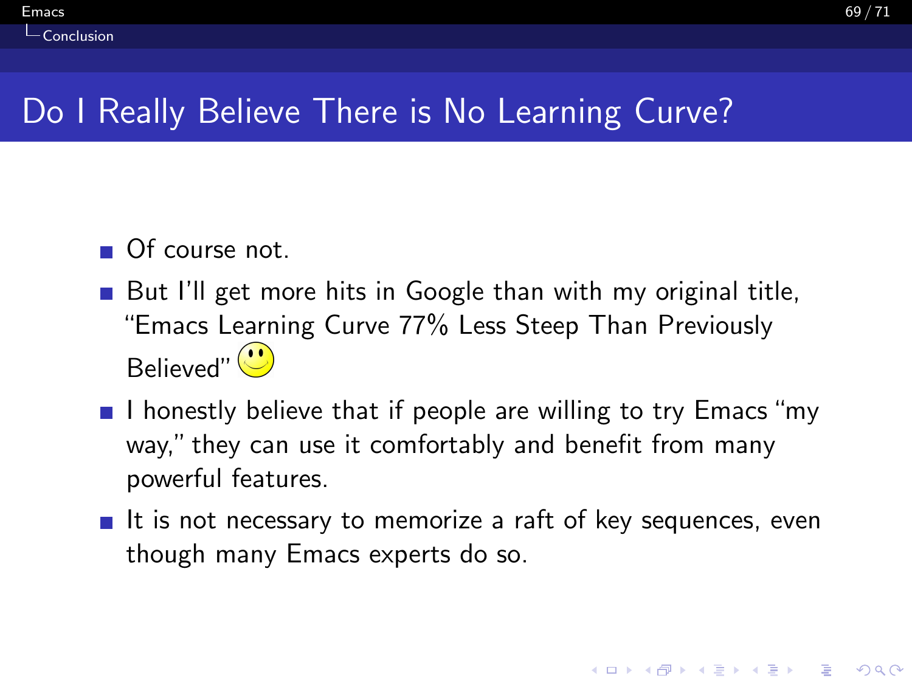## Do I Really Believe There is No Learning Curve?

- Of course not.
- But I'll get more hits in Google than with my original title, "Emacs Learning Curve 77% Less Steep Than Previously Believed" ☺
- I honestly believe that if people are willing to try Emacs "my way," they can use it comfortably and benefit from many powerful features.
- It is not necessary to memorize a raft of key sequences, even though many Emacs experts do so.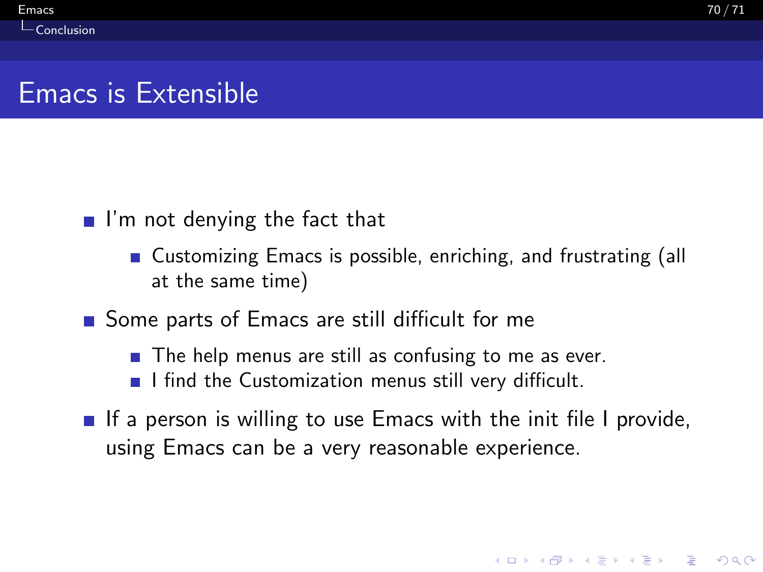## Emacs is Extensible

- I'm not denying the fact that
  - Customizing Emacs is possible, enriching, and frustrating (all at the same time)
- Some parts of Emacs are still difficult for me
  - The help menus are still as confusing to me as ever.
  - I find the Customization menus still very difficult.
- If a person is willing to use Emacs with the init file I provide, using Emacs can be a very reasonable experience.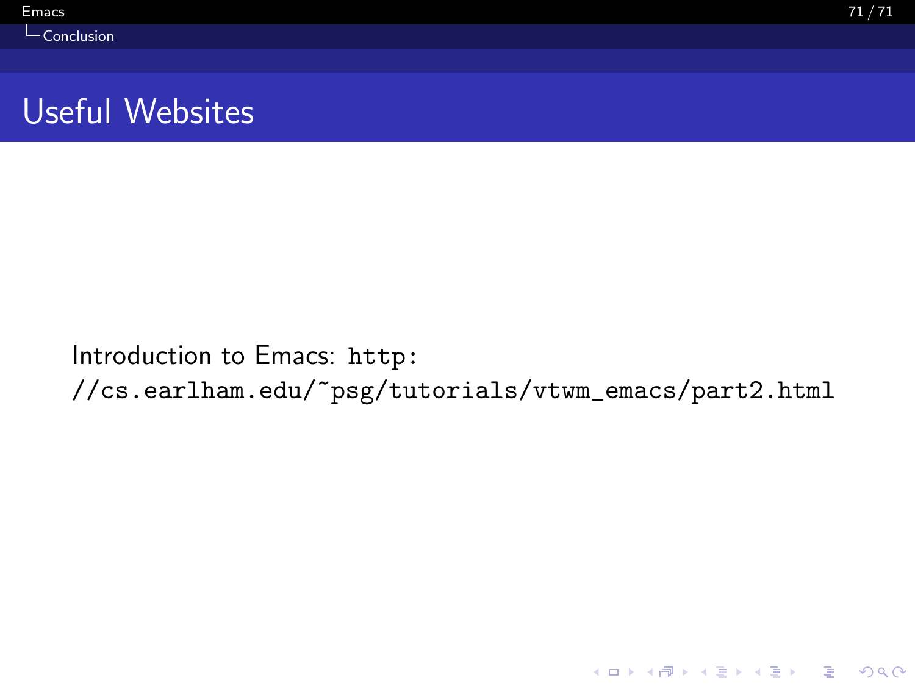## Useful Websites

Introduction to Emacs: http://cs.earlham.edu/~psg/tutorials/vtwm_emacs/part2.html